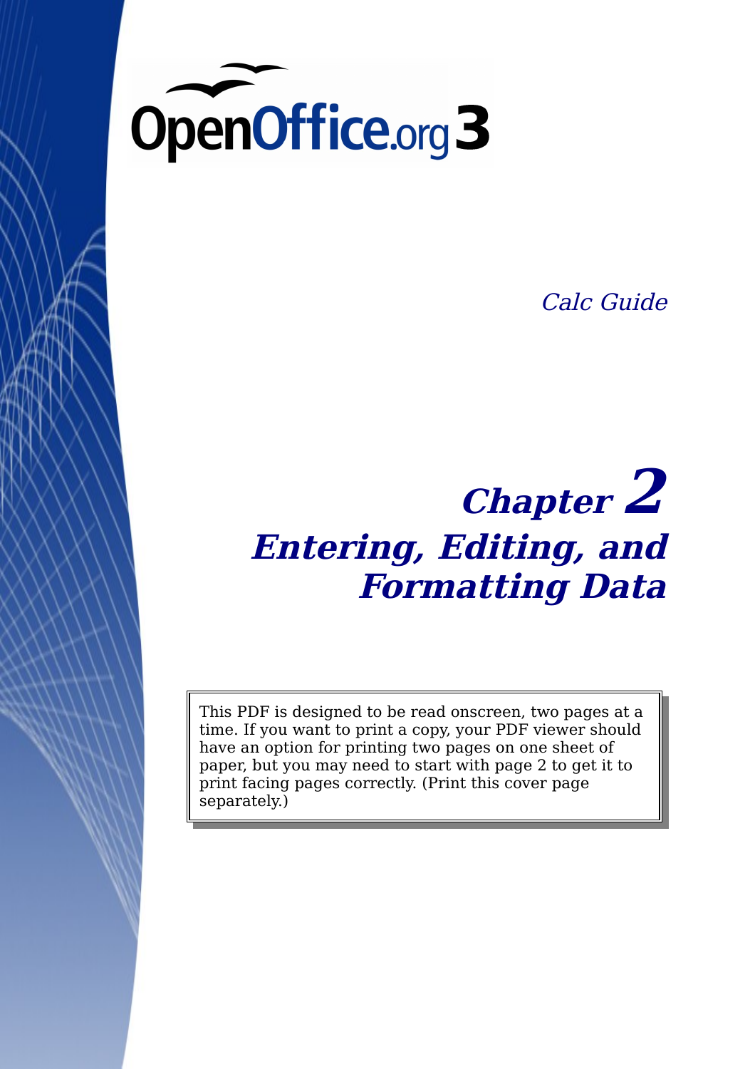OpenOffice.org 3

*Calc Guide*

# *Chapter 2*
# *Entering, Editing, and Formatting Data*

This PDF is designed to be read onscreen, two pages at a time. If you want to print a copy, your PDF viewer should have an option for printing two pages on one sheet of paper, but you may need to start with page 2 to get it to print facing pages correctly. (Print this cover page separately.)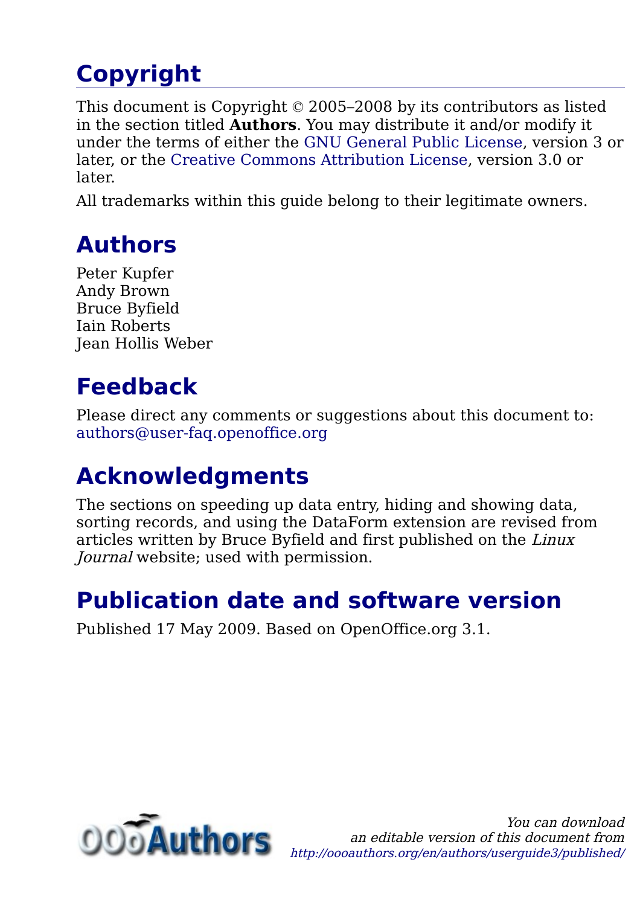# Copyright

This document is Copyright © 2005–2008 by its contributors as listed in the section titled **Authors**. You may distribute it and/or modify it under the terms of either the GNU General Public License, version 3 or later, or the Creative Commons Attribution License, version 3.0 or later.

All trademarks within this guide belong to their legitimate owners.

# Authors

Peter Kupfer
Andy Brown
Bruce Byfield
Iain Roberts
Jean Hollis Weber

# Feedback

Please direct any comments or suggestions about this document to: authors@user-faq.openoffice.org

# Acknowledgments

The sections on speeding up data entry, hiding and showing data, sorting records, and using the DataForm extension are revised from articles written by Bruce Byfield and first published on the *Linux Journal* website; used with permission.

# Publication date and software version

Published 17 May 2009. Based on OpenOffice.org 3.1.

*You can download an editable version of this document from http://oooauthors.org/en/authors/userguide3/published/*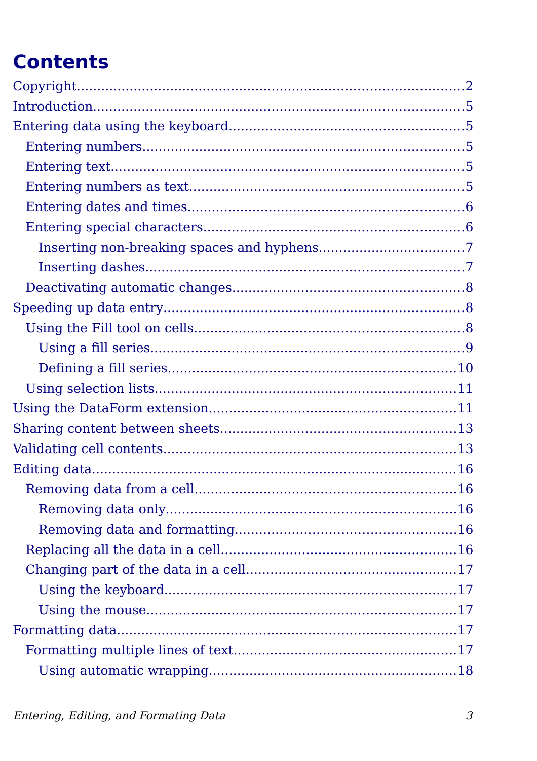# Contents

Copyright....................................................................................2

Introduction.................................................................................5

Entering data using the keyboard.........................................................5

- Entering numbers.......................................................................5
- Entering text.............................................................................5
- Entering numbers as text..............................................................5
- Entering dates and times..............................................................6
- Entering special characters...........................................................6
  - Inserting non-breaking spaces and hyphens...................................7
  - Inserting dashes.....................................................................7
- Deactivating automatic changes......................................................8

Speeding up data entry.....................................................................8

- Using the Fill tool on cells.............................................................8
  - Using a fill series.....................................................................9
  - Defining a fill series...............................................................10
- Using selection lists...................................................................11

Using the DataForm extension............................................................11

Sharing content between sheets..........................................................13

Validating cell contents.....................................................................13

Editing data...................................................................................16

- Removing data from a cell............................................................16
  - Removing data only.................................................................16
  - Removing data and formatting...................................................16
- Replacing all the data in a cell......................................................16
- Changing part of the data in a cell..................................................17
  - Using the keyboard..................................................................17
  - Using the mouse.....................................................................17

Formatting data..............................................................................17

- Formatting multiple lines of text....................................................17
  - Using automatic wrapping.........................................................18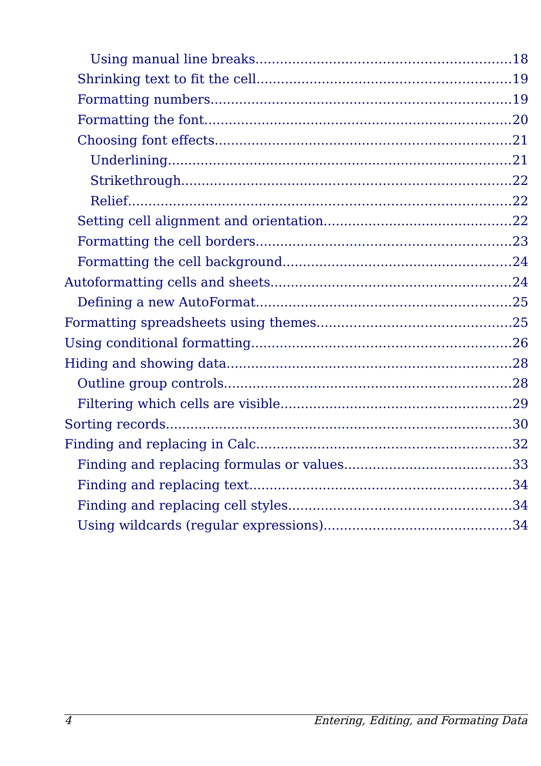Using manual line breaks......18

Shrinking text to fit the cell......19

Formatting numbers......19

Formatting the font......20

Choosing font effects......21

Underlining......21

Strikethrough......22

Relief......22

Setting cell alignment and orientation......22

Formatting the cell borders......23

Formatting the cell background......24

Autoformatting cells and sheets......24

Defining a new AutoFormat......25

Formatting spreadsheets using themes......25

Using conditional formatting......26

Hiding and showing data......28

Outline group controls......28

Filtering which cells are visible......29

Sorting records......30

Finding and replacing in Calc......32

Finding and replacing formulas or values......33

Finding and replacing text......34

Finding and replacing cell styles......34

Using wildcards (regular expressions)......34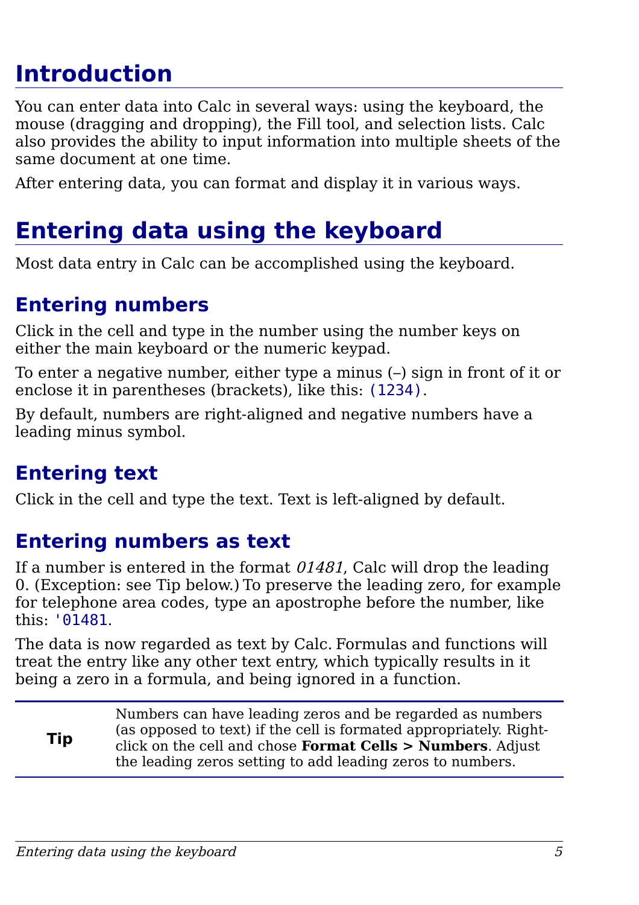# Introduction

You can enter data into Calc in several ways: using the keyboard, the mouse (dragging and dropping), the Fill tool, and selection lists. Calc also provides the ability to input information into multiple sheets of the same document at one time.

After entering data, you can format and display it in various ways.

# Entering data using the keyboard

Most data entry in Calc can be accomplished using the keyboard.

## Entering numbers

Click in the cell and type in the number using the number keys on either the main keyboard or the numeric keypad.

To enter a negative number, either type a minus (–) sign in front of it or enclose it in parentheses (brackets), like this: `(1234)`.

By default, numbers are right-aligned and negative numbers have a leading minus symbol.

## Entering text

Click in the cell and type the text. Text is left-aligned by default.

## Entering numbers as text

If a number is entered in the format *01481*, Calc will drop the leading 0. (Exception: see Tip below.) To preserve the leading zero, for example for telephone area codes, type an apostrophe before the number, like this: `'01481`.

The data is now regarded as text by Calc. Formulas and functions will treat the entry like any other text entry, which typically results in it being a zero in a formula, and being ignored in a function.

| Tip | Numbers can have leading zeros and be regarded as numbers (as opposed to text) if the cell is formated appropriately. Right-click on the cell and chose **Format Cells > Numbers**. Adjust the leading zeros setting to add leading zeros to numbers. |
|---|---|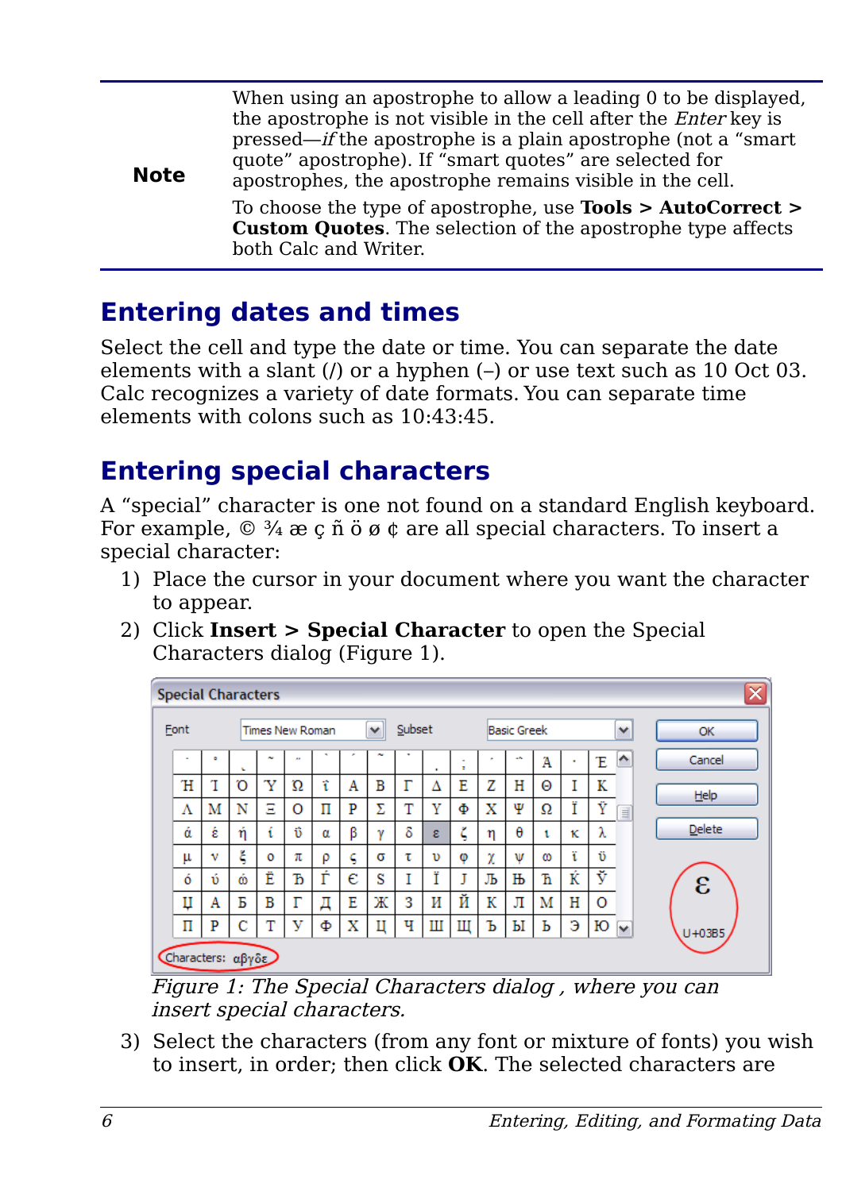**Note**

When using an apostrophe to allow a leading 0 to be displayed, the apostrophe is not visible in the cell after the *Enter* key is pressed—*if* the apostrophe is a plain apostrophe (not a “smart quote” apostrophe). If “smart quotes” are selected for apostrophes, the apostrophe remains visible in the cell.

To choose the type of apostrophe, use **Tools > AutoCorrect > Custom Quotes**. The selection of the apostrophe type affects both Calc and Writer.

## Entering dates and times

Select the cell and type the date or time. You can separate the date elements with a slant (/) or a hyphen (–) or use text such as 10 Oct 03. Calc recognizes a variety of date formats. You can separate time elements with colons such as 10:43:45.

## Entering special characters

A “special” character is one not found on a standard English keyboard. For example, © ¾ æ ç ñ ö ø ¢ are all special characters. To insert a special character:

1) Place the cursor in your document where you want the character to appear.
2) Click **Insert > Special Character** to open the Special Characters dialog (Figure 1).

*Figure 1: The Special Characters dialog , where you can insert special characters.*

3) Select the characters (from any font or mixture of fonts) you wish to insert, in order; then click **OK**. The selected characters are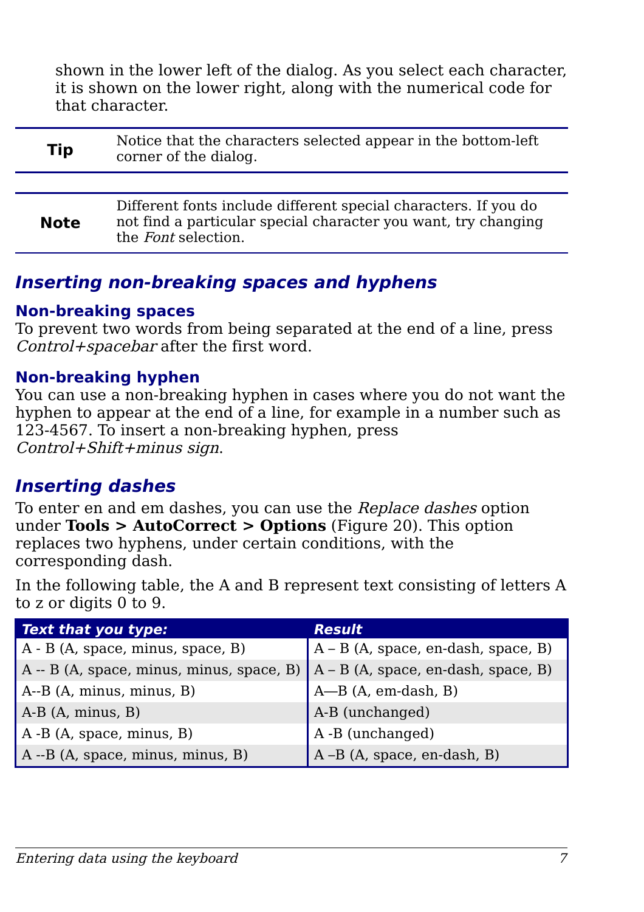shown in the lower left of the dialog. As you select each character, it is shown on the lower right, along with the numerical code for that character.

| **Tip** | Notice that the characters selected appear in the bottom-left corner of the dialog. |
|---|---|

| **Note** | Different fonts include different special characters. If you do not find a particular special character you want, try changing the *Font* selection. |
|---|---|

## *Inserting non-breaking spaces and hyphens*

### Non-breaking spaces

To prevent two words from being separated at the end of a line, press *Control+spacebar* after the first word.

### Non-breaking hyphen

You can use a non-breaking hyphen in cases where you do not want the hyphen to appear at the end of a line, for example in a number such as 123-4567. To insert a non-breaking hyphen, press *Control+Shift+minus sign*.

## *Inserting dashes*

To enter en and em dashes, you can use the *Replace dashes* option under **Tools > AutoCorrect > Options** (Figure 20). This option replaces two hyphens, under certain conditions, with the corresponding dash.

In the following table, the A and B represent text consisting of letters A to z or digits 0 to 9.

| *Text that you type:* | *Result* |
|---|---|
| A - B (A, space, minus, space, B) | A – B (A, space, en-dash, space, B) |
| A -- B (A, space, minus, minus, space, B) | A – B (A, space, en-dash, space, B) |
| A--B (A, minus, minus, B) | A—B (A, em-dash, B) |
| A-B (A, minus, B) | A-B (unchanged) |
| A -B (A, space, minus, B) | A -B (unchanged) |
| A --B (A, space, minus, minus, B) | A –B (A, space, en-dash, B) |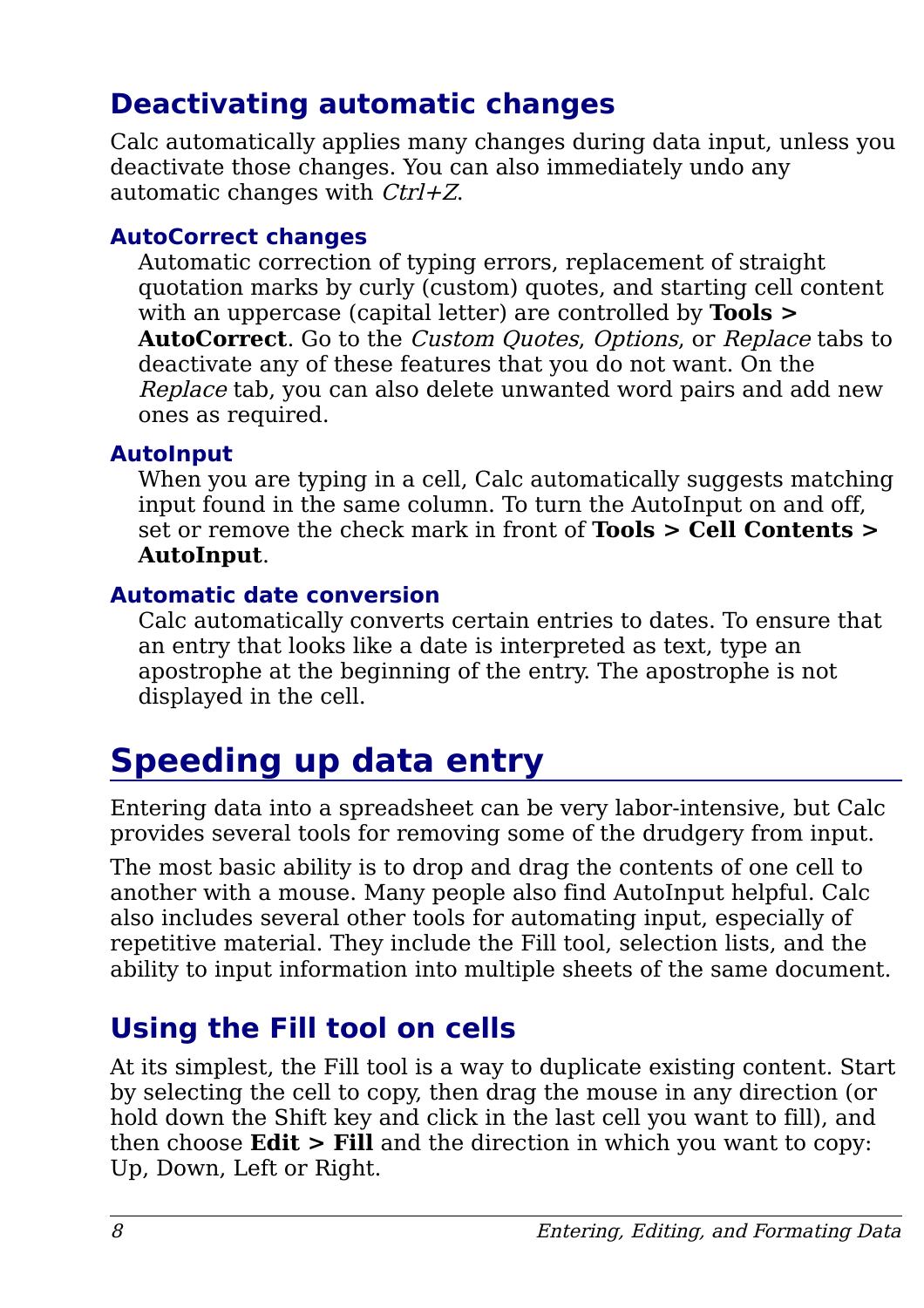## Deactivating automatic changes

Calc automatically applies many changes during data input, unless you deactivate those changes. You can also immediately undo any automatic changes with *Ctrl+Z*.

### AutoCorrect changes

Automatic correction of typing errors, replacement of straight quotation marks by curly (custom) quotes, and starting cell content with an uppercase (capital letter) are controlled by **Tools > AutoCorrect**. Go to the *Custom Quotes*, *Options*, or *Replace* tabs to deactivate any of these features that you do not want. On the *Replace* tab, you can also delete unwanted word pairs and add new ones as required.

### AutoInput

When you are typing in a cell, Calc automatically suggests matching input found in the same column. To turn the AutoInput on and off, set or remove the check mark in front of **Tools > Cell Contents > AutoInput**.

### Automatic date conversion

Calc automatically converts certain entries to dates. To ensure that an entry that looks like a date is interpreted as text, type an apostrophe at the beginning of the entry. The apostrophe is not displayed in the cell.

# Speeding up data entry

Entering data into a spreadsheet can be very labor-intensive, but Calc provides several tools for removing some of the drudgery from input.

The most basic ability is to drop and drag the contents of one cell to another with a mouse. Many people also find AutoInput helpful. Calc also includes several other tools for automating input, especially of repetitive material. They include the Fill tool, selection lists, and the ability to input information into multiple sheets of the same document.

## Using the Fill tool on cells

At its simplest, the Fill tool is a way to duplicate existing content. Start by selecting the cell to copy, then drag the mouse in any direction (or hold down the Shift key and click in the last cell you want to fill), and then choose **Edit > Fill** and the direction in which you want to copy: Up, Down, Left or Right.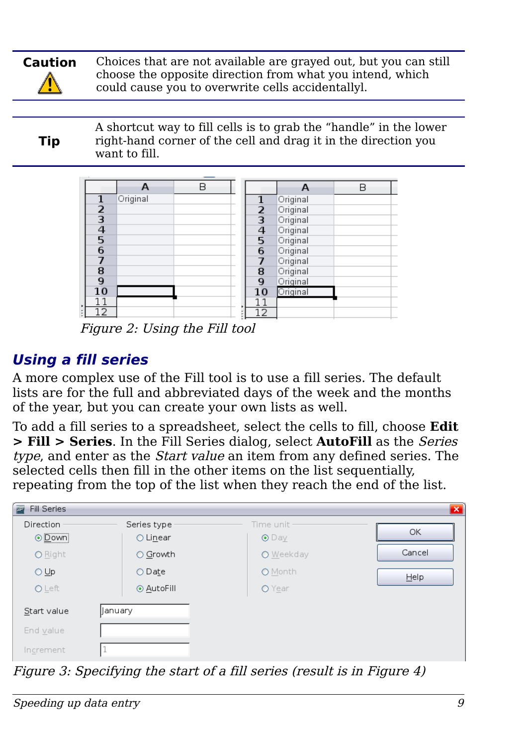**Caution** Choices that are not available are grayed out, but you can still choose the opposite direction from what you intend, which could cause you to overwrite cells accidentallyl.

**Tip** A shortcut way to fill cells is to grab the "handle" in the lower right-hand corner of the cell and drag it in the direction you want to fill.

*Figure 2: Using the Fill tool*

## *Using a fill series*

A more complex use of the Fill tool is to use a fill series. The default lists are for the full and abbreviated days of the week and the months of the year, but you can create your own lists as well.

To add a fill series to a spreadsheet, select the cells to fill, choose **Edit > Fill > Series**. In the Fill Series dialog, select **AutoFill** as the *Series type*, and enter as the *Start value* an item from any defined series. The selected cells then fill in the other items on the list sequentially, repeating from the top of the list when they reach the end of the list.

*Figure 3: Specifying the start of a fill series (result is in Figure 4)*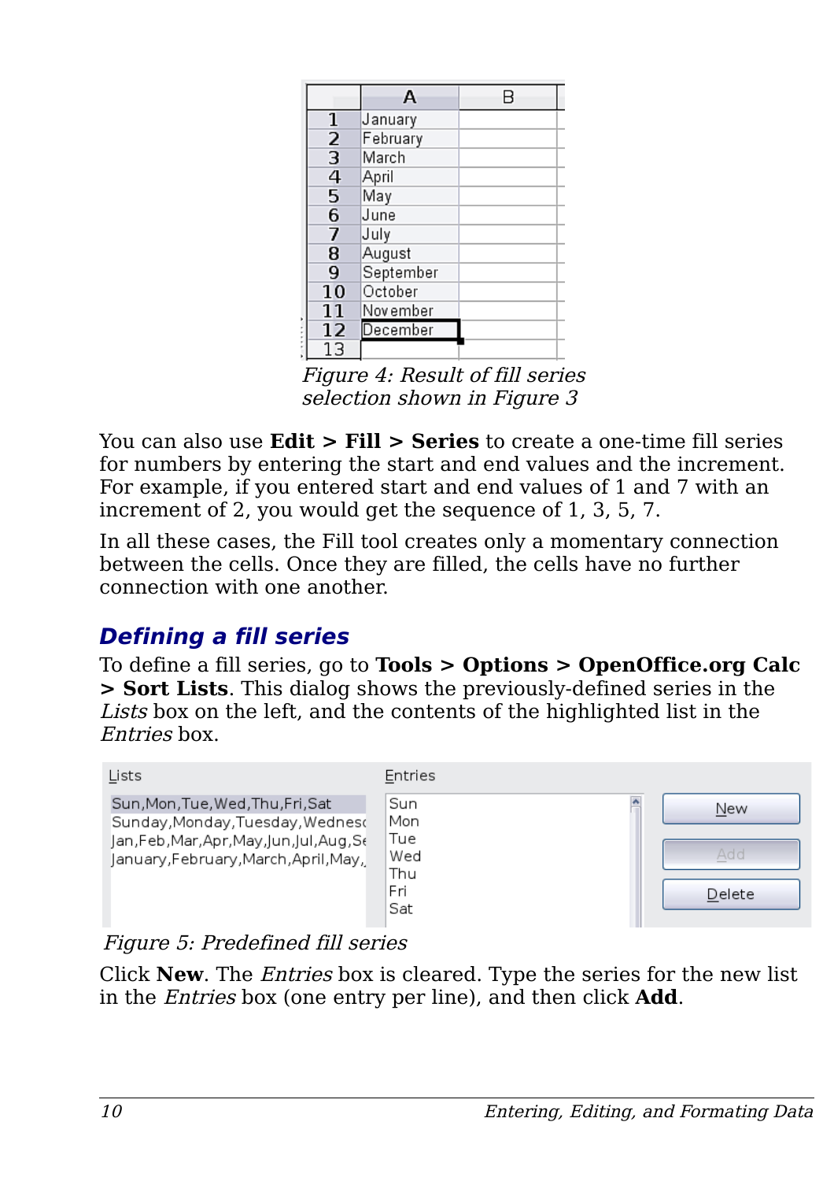*Figure 4: Result of fill series selection shown in Figure 3*

You can also use **Edit > Fill > Series** to create a one-time fill series for numbers by entering the start and end values and the increment. For example, if you entered start and end values of 1 and 7 with an increment of 2, you would get the sequence of 1, 3, 5, 7.

In all these cases, the Fill tool creates only a momentary connection between the cells. Once they are filled, the cells have no further connection with one another.

## Defining a fill series

To define a fill series, go to **Tools > Options > OpenOffice.org Calc > Sort Lists**. This dialog shows the previously-defined series in the *Lists* box on the left, and the contents of the highlighted list in the *Entries* box.

*Figure 5: Predefined fill series*

Click **New**. The *Entries* box is cleared. Type the series for the new list in the *Entries* box (one entry per line), and then click **Add**.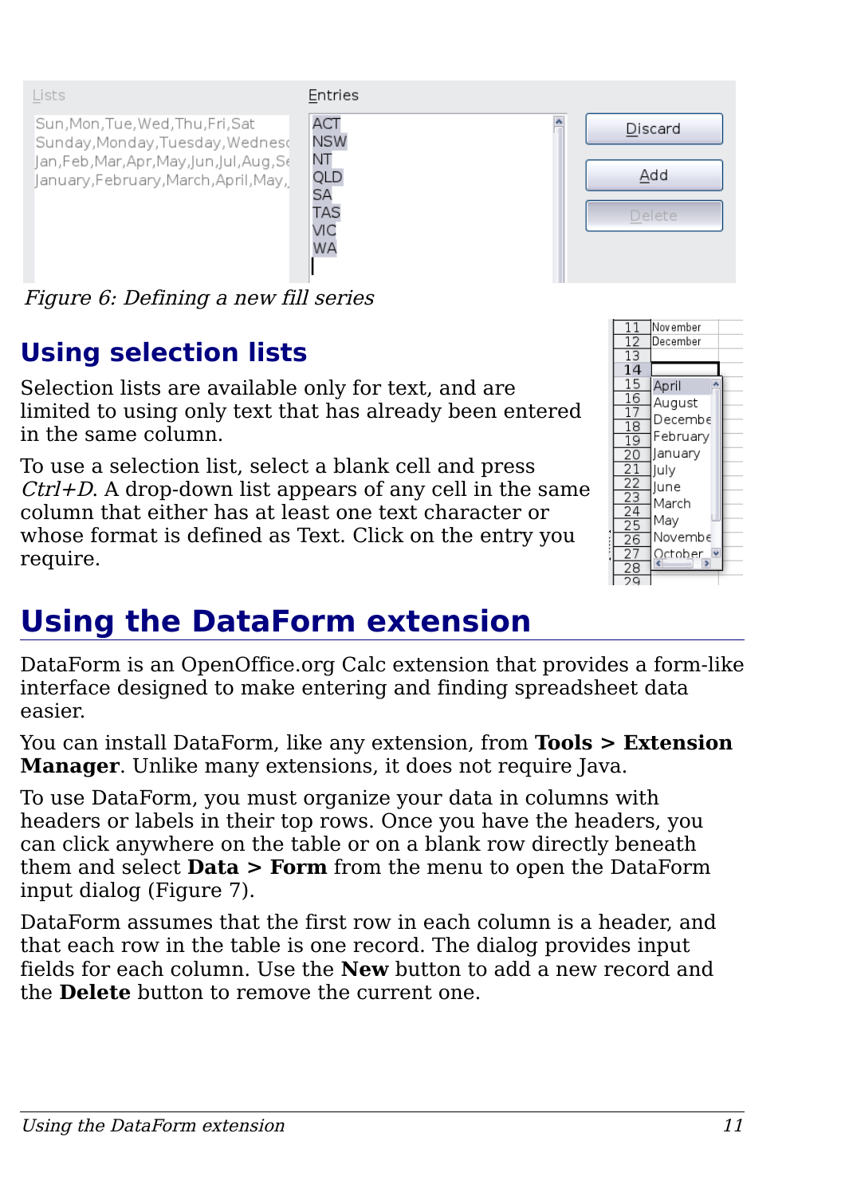Figure 6: Defining a new fill series

## Using selection lists

Selection lists are available only for text, and are limited to using only text that has already been entered in the same column.

To use a selection list, select a blank cell and press *Ctrl+D*. A drop-down list appears of any cell in the same column that either has at least one text character or whose format is defined as Text. Click on the entry you require.

# Using the DataForm extension

DataForm is an OpenOffice.org Calc extension that provides a form-like interface designed to make entering and finding spreadsheet data easier.

You can install DataForm, like any extension, from **Tools > Extension Manager**. Unlike many extensions, it does not require Java.

To use DataForm, you must organize your data in columns with headers or labels in their top rows. Once you have the headers, you can click anywhere on the table or on a blank row directly beneath them and select **Data > Form** from the menu to open the DataForm input dialog (Figure 7).

DataForm assumes that the first row in each column is a header, and that each row in the table is one record. The dialog provides input fields for each column. Use the **New** button to add a new record and the **Delete** button to remove the current one.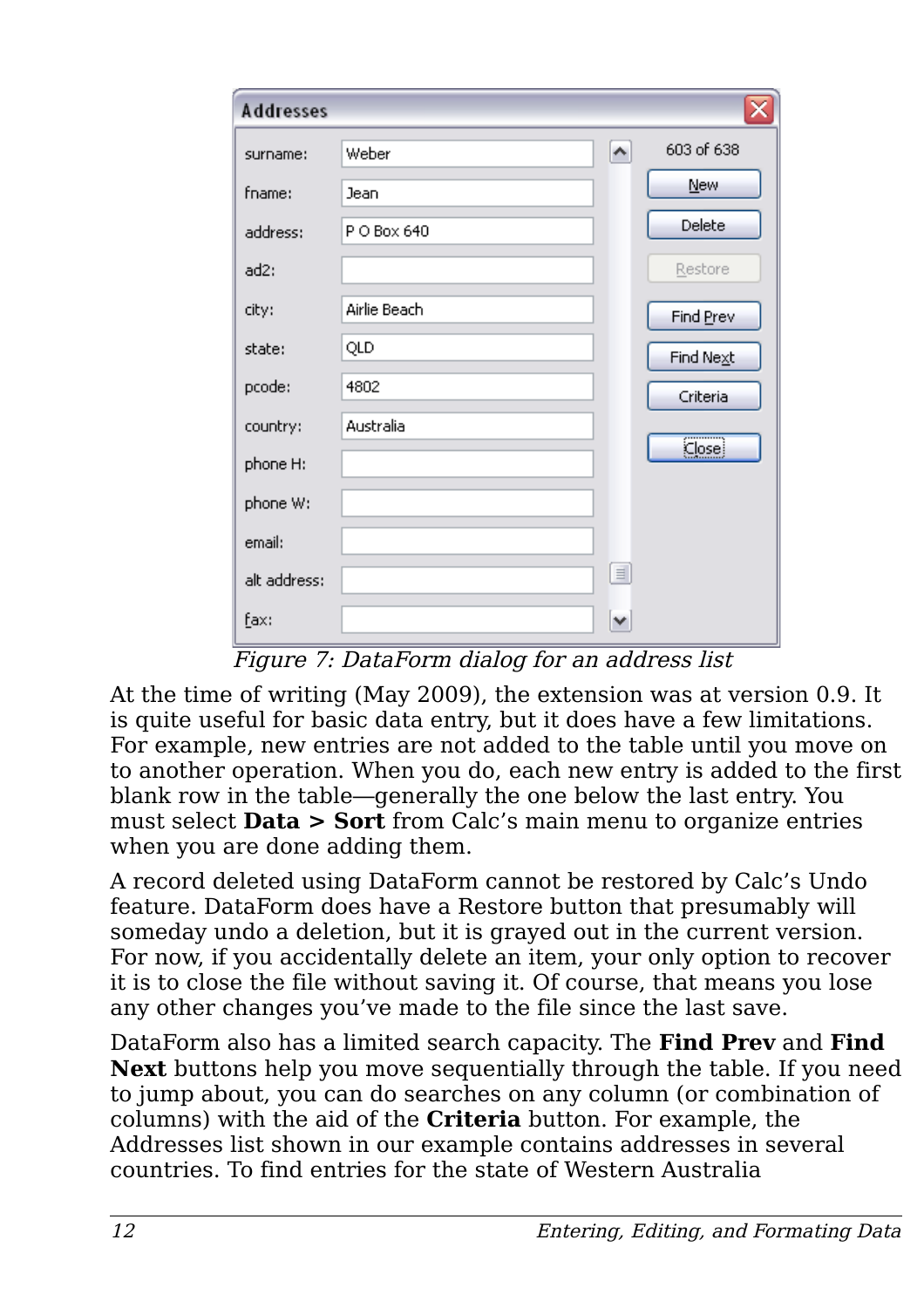Figure 7: DataForm dialog for an address list

At the time of writing (May 2009), the extension was at version 0.9. It is quite useful for basic data entry, but it does have a few limitations. For example, new entries are not added to the table until you move on to another operation. When you do, each new entry is added to the first blank row in the table—generally the one below the last entry. You must select **Data > Sort** from Calc's main menu to organize entries when you are done adding them.

A record deleted using DataForm cannot be restored by Calc's Undo feature. DataForm does have a Restore button that presumably will someday undo a deletion, but it is grayed out in the current version. For now, if you accidentally delete an item, your only option to recover it is to close the file without saving it. Of course, that means you lose any other changes you've made to the file since the last save.

DataForm also has a limited search capacity. The **Find Prev** and **Find Next** buttons help you move sequentially through the table. If you need to jump about, you can do searches on any column (or combination of columns) with the aid of the **Criteria** button. For example, the Addresses list shown in our example contains addresses in several countries. To find entries for the state of Western Australia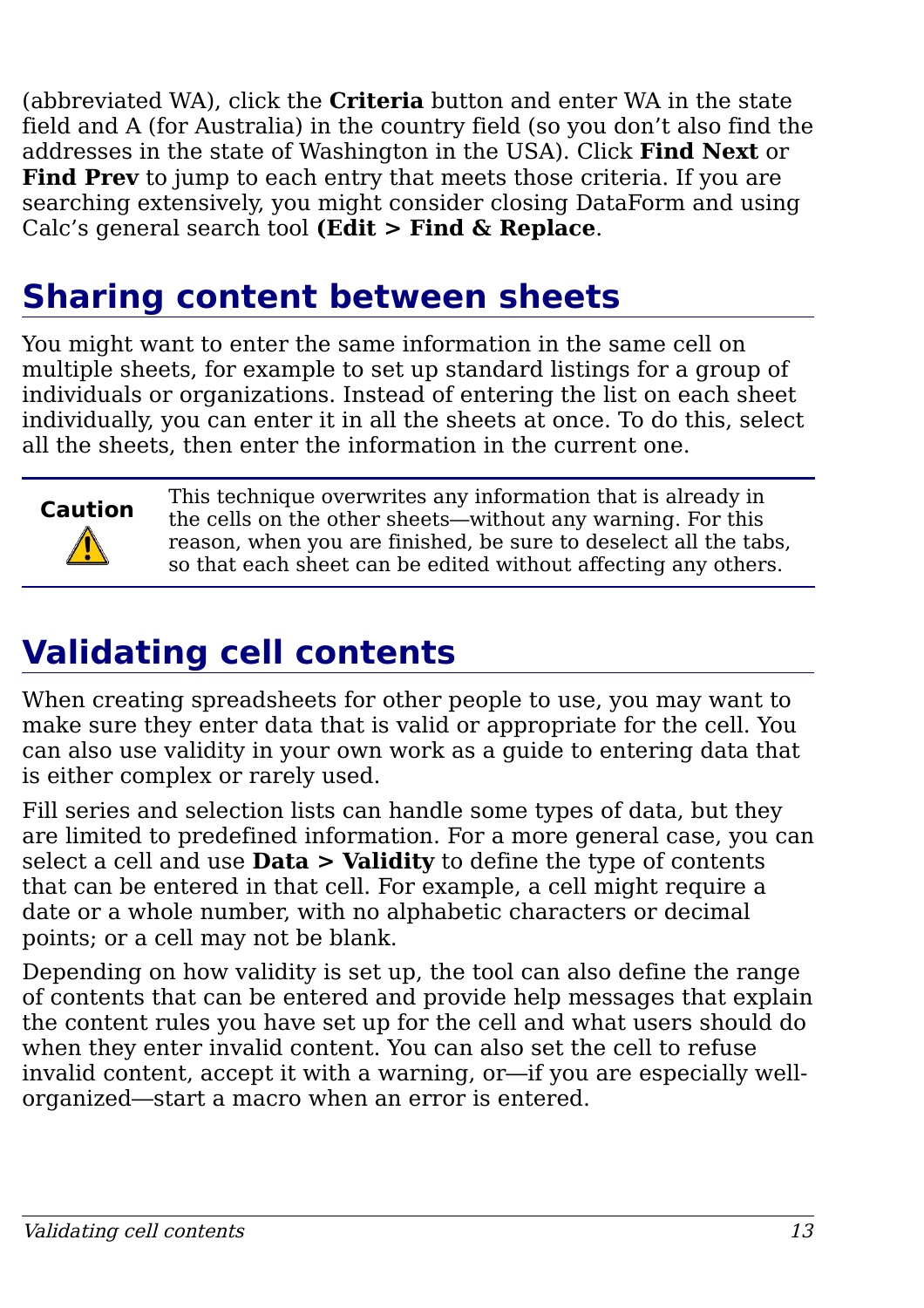(abbreviated WA), click the **Criteria** button and enter WA in the state field and A (for Australia) in the country field (so you don't also find the addresses in the state of Washington in the USA). Click **Find Next** or **Find Prev** to jump to each entry that meets those criteria. If you are searching extensively, you might consider closing DataForm and using Calc's general search tool **(Edit > Find & Replace**.

# Sharing content between sheets

You might want to enter the same information in the same cell on multiple sheets, for example to set up standard listings for a group of individuals or organizations. Instead of entering the list on each sheet individually, you can enter it in all the sheets at once. To do this, select all the sheets, then enter the information in the current one.

> **Caution**
>
> This technique overwrites any information that is already in the cells on the other sheets—without any warning. For this reason, when you are finished, be sure to deselect all the tabs, so that each sheet can be edited without affecting any others.

# Validating cell contents

When creating spreadsheets for other people to use, you may want to make sure they enter data that is valid or appropriate for the cell. You can also use validity in your own work as a guide to entering data that is either complex or rarely used.

Fill series and selection lists can handle some types of data, but they are limited to predefined information. For a more general case, you can select a cell and use **Data > Validity** to define the type of contents that can be entered in that cell. For example, a cell might require a date or a whole number, with no alphabetic characters or decimal points; or a cell may not be blank.

Depending on how validity is set up, the tool can also define the range of contents that can be entered and provide help messages that explain the content rules you have set up for the cell and what users should do when they enter invalid content. You can also set the cell to refuse invalid content, accept it with a warning, or—if you are especially well-organized—start a macro when an error is entered.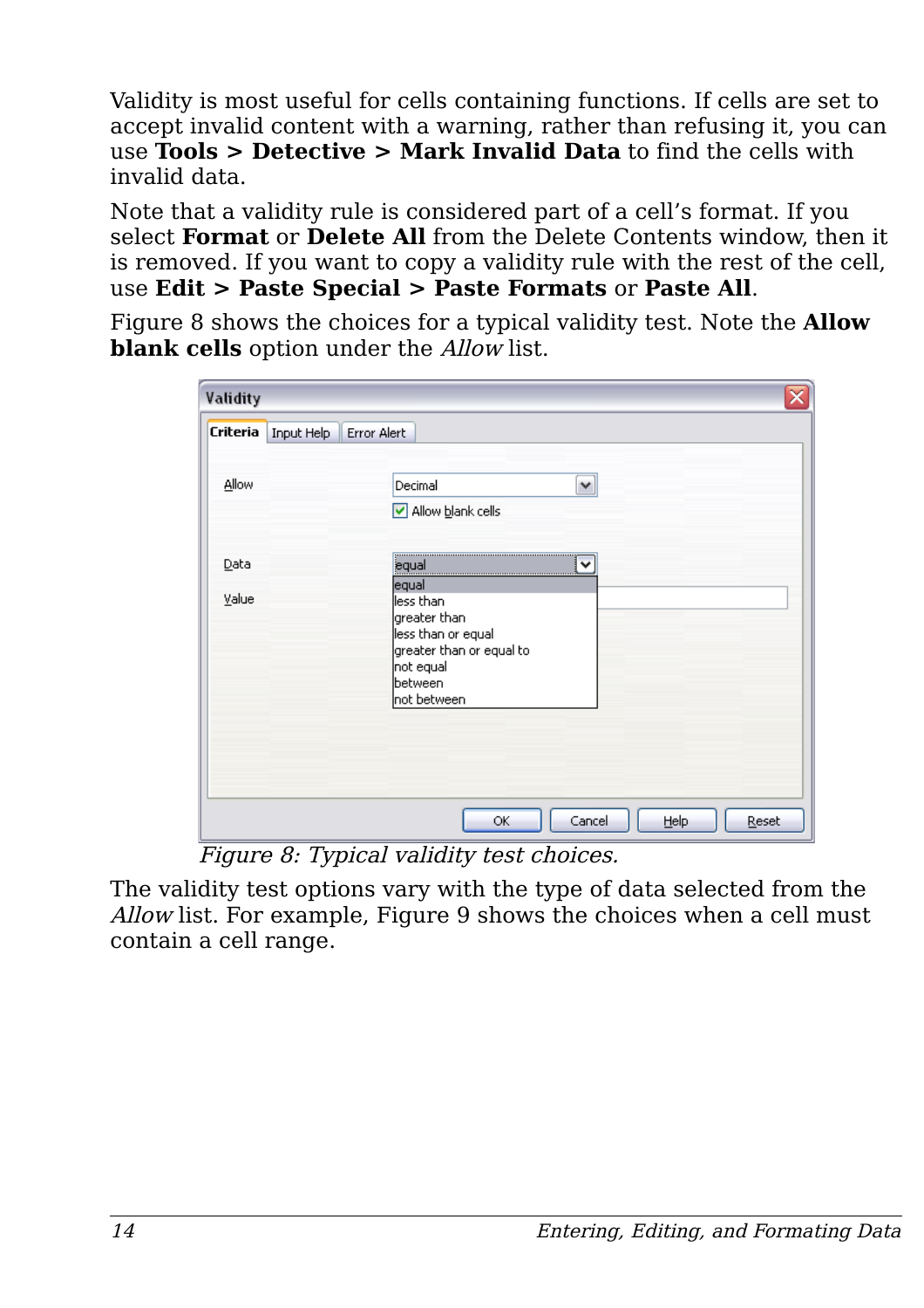Validity is most useful for cells containing functions. If cells are set to accept invalid content with a warning, rather than refusing it, you can use **Tools > Detective > Mark Invalid Data** to find the cells with invalid data.

Note that a validity rule is considered part of a cell's format. If you select **Format** or **Delete All** from the Delete Contents window, then it is removed. If you want to copy a validity rule with the rest of the cell, use **Edit > Paste Special > Paste Formats** or **Paste All**.

Figure 8 shows the choices for a typical validity test. Note the **Allow blank cells** option under the *Allow* list.

*Figure 8: Typical validity test choices.*

The validity test options vary with the type of data selected from the *Allow* list. For example, Figure 9 shows the choices when a cell must contain a cell range.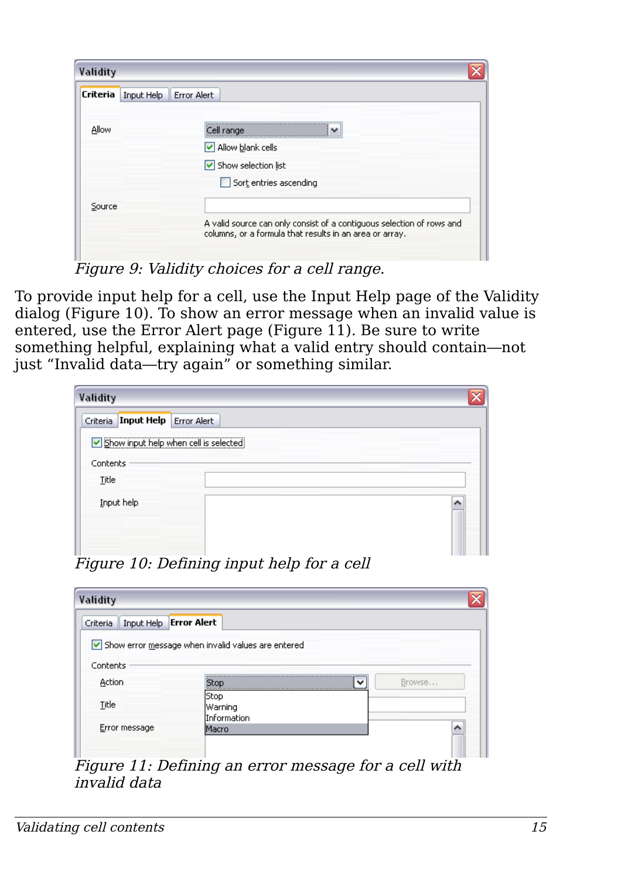*Figure 9: Validity choices for a cell range.*

To provide input help for a cell, use the Input Help page of the Validity dialog (Figure 10). To show an error message when an invalid value is entered, use the Error Alert page (Figure 11). Be sure to write something helpful, explaining what a valid entry should contain—not just “Invalid data—try again” or something similar.

*Figure 10: Defining input help for a cell*

*Figure 11: Defining an error message for a cell with invalid data*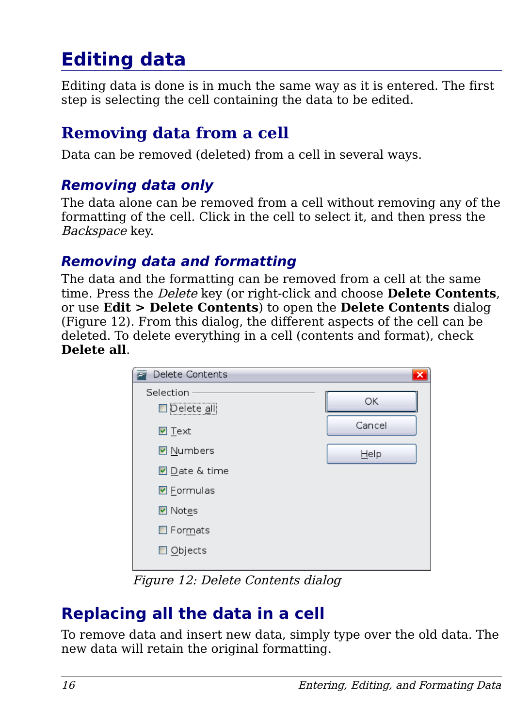# Editing data

Editing data is done is in much the same way as it is entered. The first step is selecting the cell containing the data to be edited.

## Removing data from a cell

Data can be removed (deleted) from a cell in several ways.

### *Removing data only*

The data alone can be removed from a cell without removing any of the formatting of the cell. Click in the cell to select it, and then press the *Backspace* key.

### *Removing data and formatting*

The data and the formatting can be removed from a cell at the same time. Press the *Delete* key (or right-click and choose **Delete Contents**, or use **Edit > Delete Contents**) to open the **Delete Contents** dialog (Figure 12). From this dialog, the different aspects of the cell can be deleted. To delete everything in a cell (contents and format), check **Delete all**.

*Figure 12: Delete Contents dialog*

## Replacing all the data in a cell

To remove data and insert new data, simply type over the old data. The new data will retain the original formatting.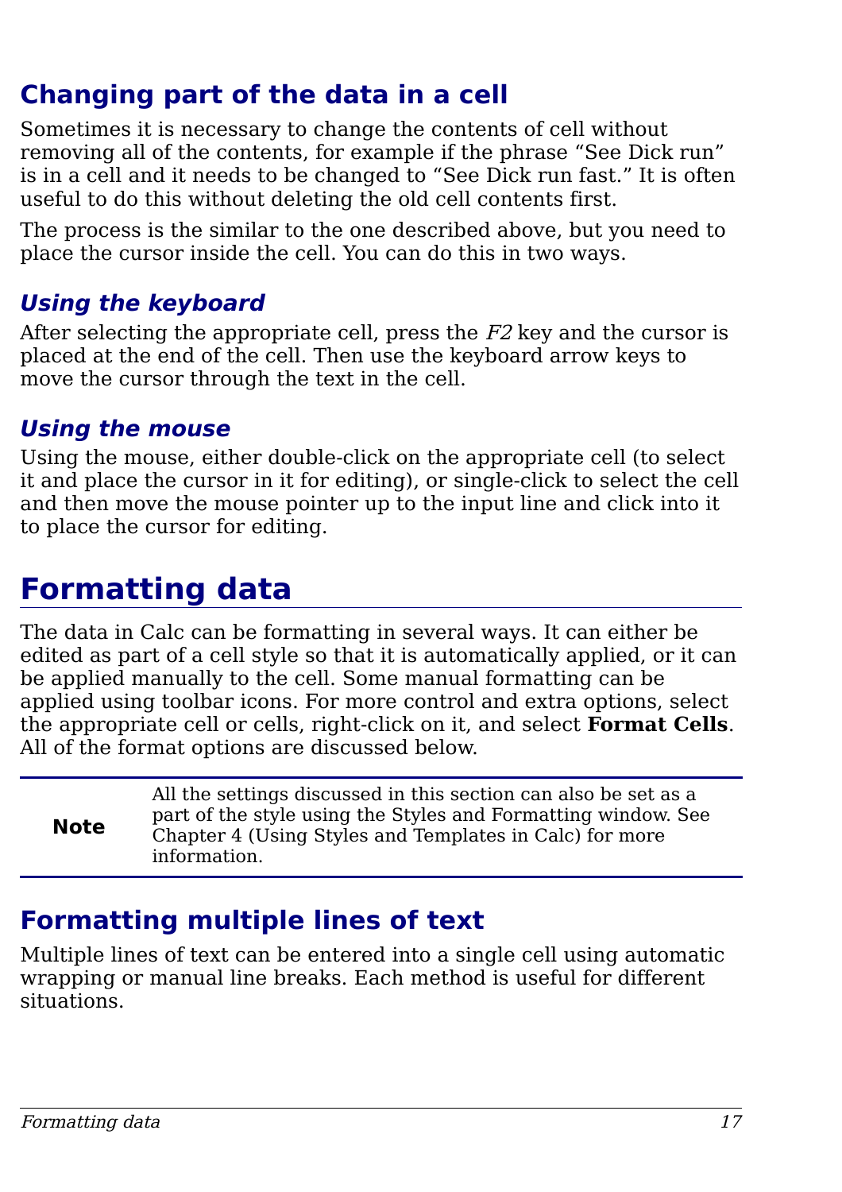## Changing part of the data in a cell

Sometimes it is necessary to change the contents of cell without removing all of the contents, for example if the phrase "See Dick run" is in a cell and it needs to be changed to "See Dick run fast." It is often useful to do this without deleting the old cell contents first.

The process is the similar to the one described above, but you need to place the cursor inside the cell. You can do this in two ways.

### *Using the keyboard*

After selecting the appropriate cell, press the *F2* key and the cursor is placed at the end of the cell. Then use the keyboard arrow keys to move the cursor through the text in the cell.

### *Using the mouse*

Using the mouse, either double-click on the appropriate cell (to select it and place the cursor in it for editing), or single-click to select the cell and then move the mouse pointer up to the input line and click into it to place the cursor for editing.

# Formatting data

The data in Calc can be formatting in several ways. It can either be edited as part of a cell style so that it is automatically applied, or it can be applied manually to the cell. Some manual formatting can be applied using toolbar icons. For more control and extra options, select the appropriate cell or cells, right-click on it, and select **Format Cells**. All of the format options are discussed below.

| **Note** | All the settings discussed in this section can also be set as a part of the style using the Styles and Formatting window. See Chapter 4 (Using Styles and Templates in Calc) for more information. |
|---|---|

## Formatting multiple lines of text

Multiple lines of text can be entered into a single cell using automatic wrapping or manual line breaks. Each method is useful for different situations.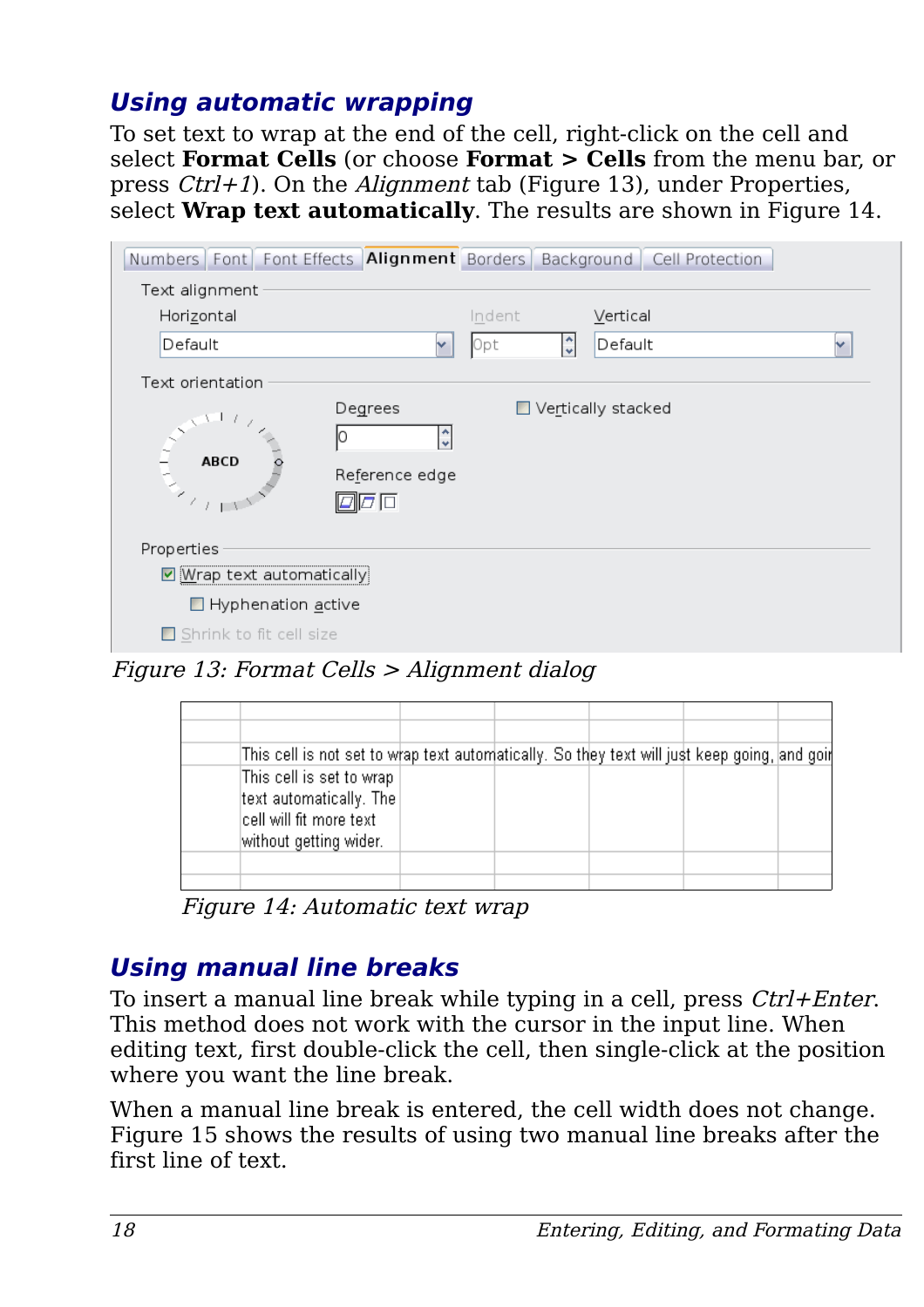## Using automatic wrapping

To set text to wrap at the end of the cell, right-click on the cell and select **Format Cells** (or choose **Format > Cells** from the menu bar, or press *Ctrl+1*). On the *Alignment* tab (Figure 13), under Properties, select **Wrap text automatically**. The results are shown in Figure 14.

*Figure 13: Format Cells > Alignment dialog*

*Figure 14: Automatic text wrap*

## Using manual line breaks

To insert a manual line break while typing in a cell, press *Ctrl+Enter*. This method does not work with the cursor in the input line. When editing text, first double-click the cell, then single-click at the position where you want the line break.

When a manual line break is entered, the cell width does not change. Figure 15 shows the results of using two manual line breaks after the first line of text.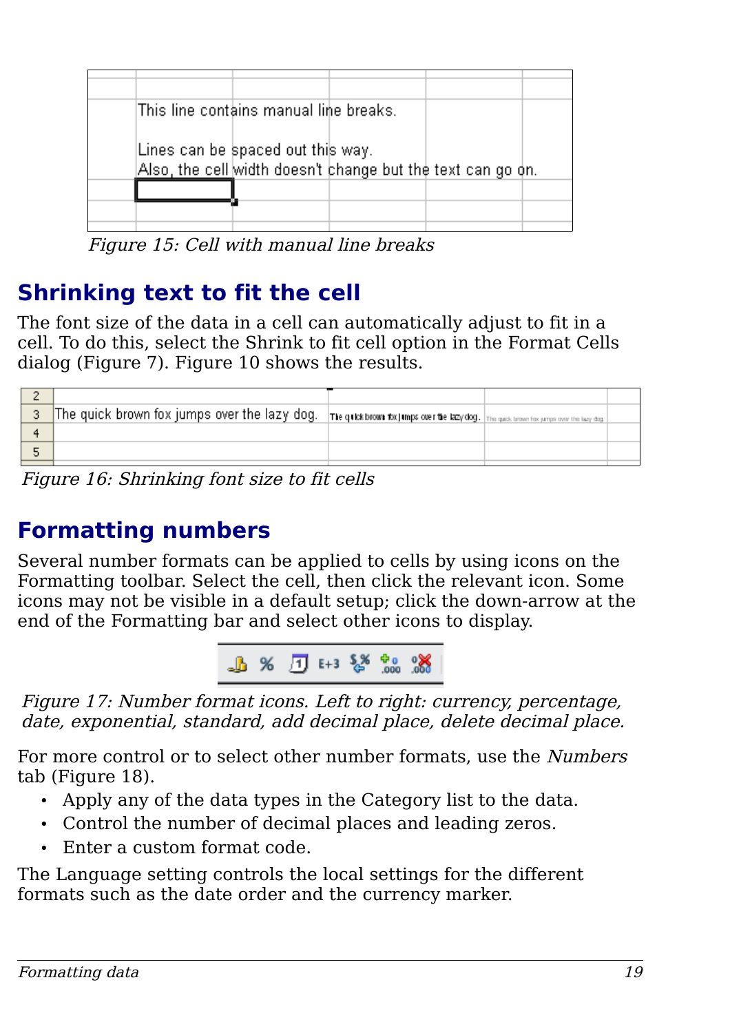Figure 15: Cell with manual line breaks

## Shrinking text to fit the cell

The font size of the data in a cell can automatically adjust to fit in a cell. To do this, select the Shrink to fit cell option in the Format Cells dialog (Figure 7). Figure 10 shows the results.

Figure 16: Shrinking font size to fit cells

## Formatting numbers

Several number formats can be applied to cells by using icons on the Formatting toolbar. Select the cell, then click the relevant icon. Some icons may not be visible in a default setup; click the down-arrow at the end of the Formatting bar and select other icons to display.

*Figure 17: Number format icons. Left to right: currency, percentage, date, exponential, standard, add decimal place, delete decimal place.*

For more control or to select other number formats, use the *Numbers* tab (Figure 18).

- Apply any of the data types in the Category list to the data.
- Control the number of decimal places and leading zeros.
- Enter a custom format code.

The Language setting controls the local settings for the different formats such as the date order and the currency marker.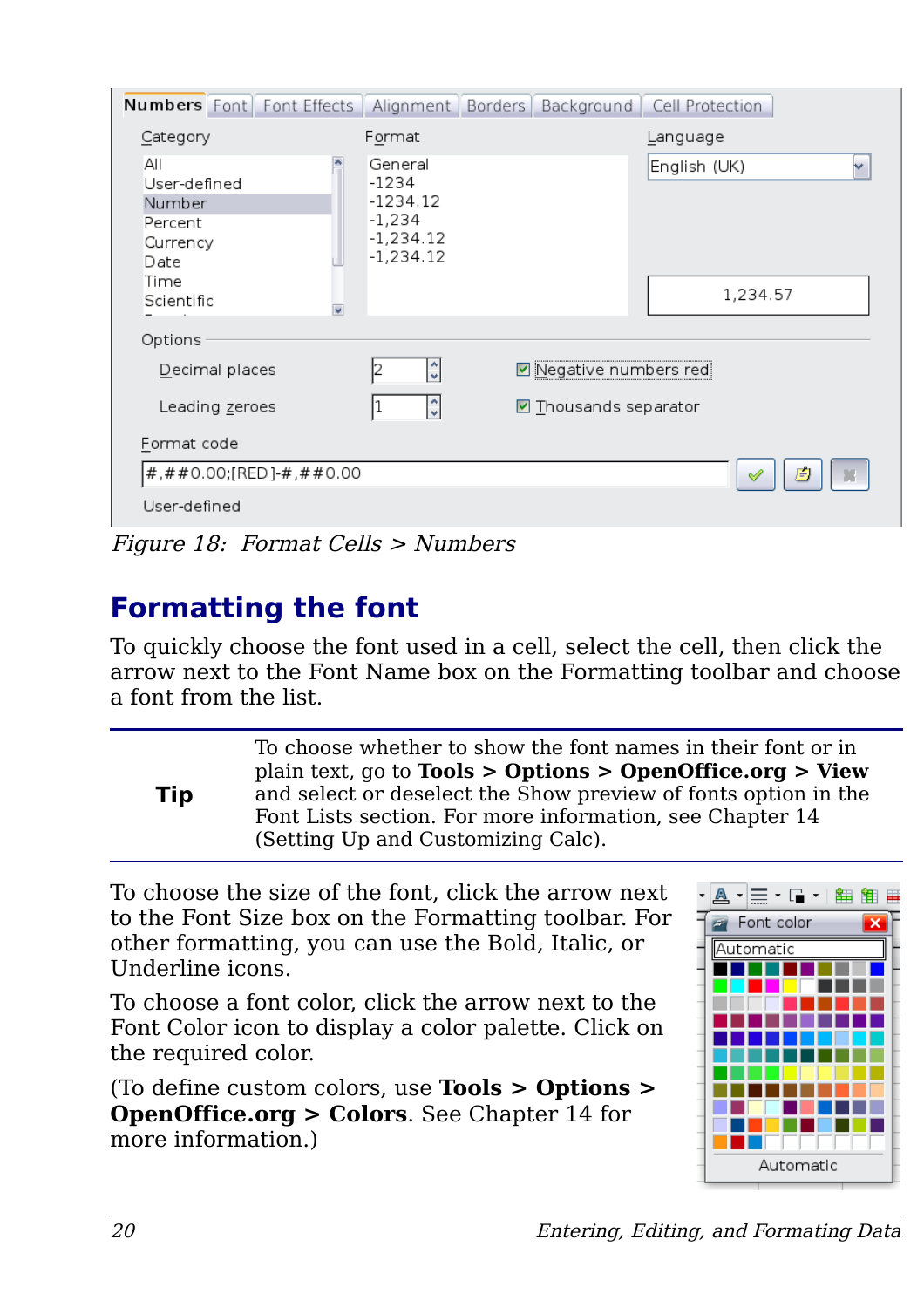*Figure 18: Format Cells > Numbers*

## Formatting the font

To quickly choose the font used in a cell, select the cell, then click the arrow next to the Font Name box on the Formatting toolbar and choose a font from the list.

| **Tip** | To choose whether to show the font names in their font or in plain text, go to **Tools > Options > OpenOffice.org > View** and select or deselect the Show preview of fonts option in the Font Lists section. For more information, see Chapter 14 (Setting Up and Customizing Calc). |
|---|---|

To choose the size of the font, click the arrow next to the Font Size box on the Formatting toolbar. For other formatting, you can use the Bold, Italic, or Underline icons.

To choose a font color, click the arrow next to the Font Color icon to display a color palette. Click on the required color.

(To define custom colors, use **Tools > Options > OpenOffice.org > Colors**. See Chapter 14 for more information.)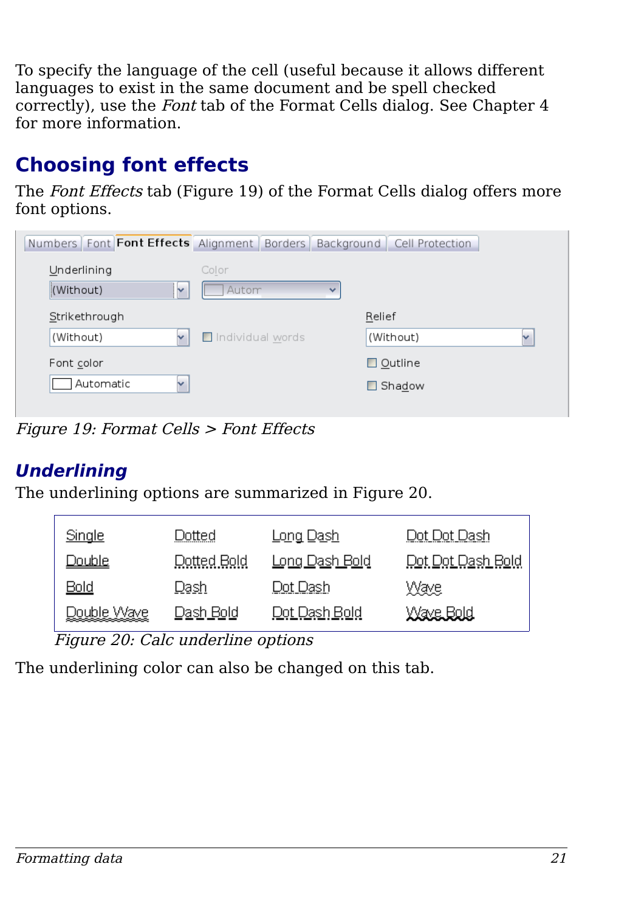To specify the language of the cell (useful because it allows different languages to exist in the same document and be spell checked correctly), use the *Font* tab of the Format Cells dialog. See Chapter 4 for more information.

## Choosing font effects

The *Font Effects* tab (Figure 19) of the Format Cells dialog offers more font options.

*Figure 19: Format Cells > Font Effects*

### Underlining

The underlining options are summarized in Figure 20.

| Single | Dotted | Long Dash | Dot Dot Dash |
|---|---|---|---|
| Double | Dotted Bold | Long Dash Bold | Dot Dot Dash Bold |
| Bold | Dash | Dot Dash | Wave |
| Double Wave | Dash Bold | Dot Dash Bold | Wave Bold |

*Figure 20: Calc underline options*

The underlining color can also be changed on this tab.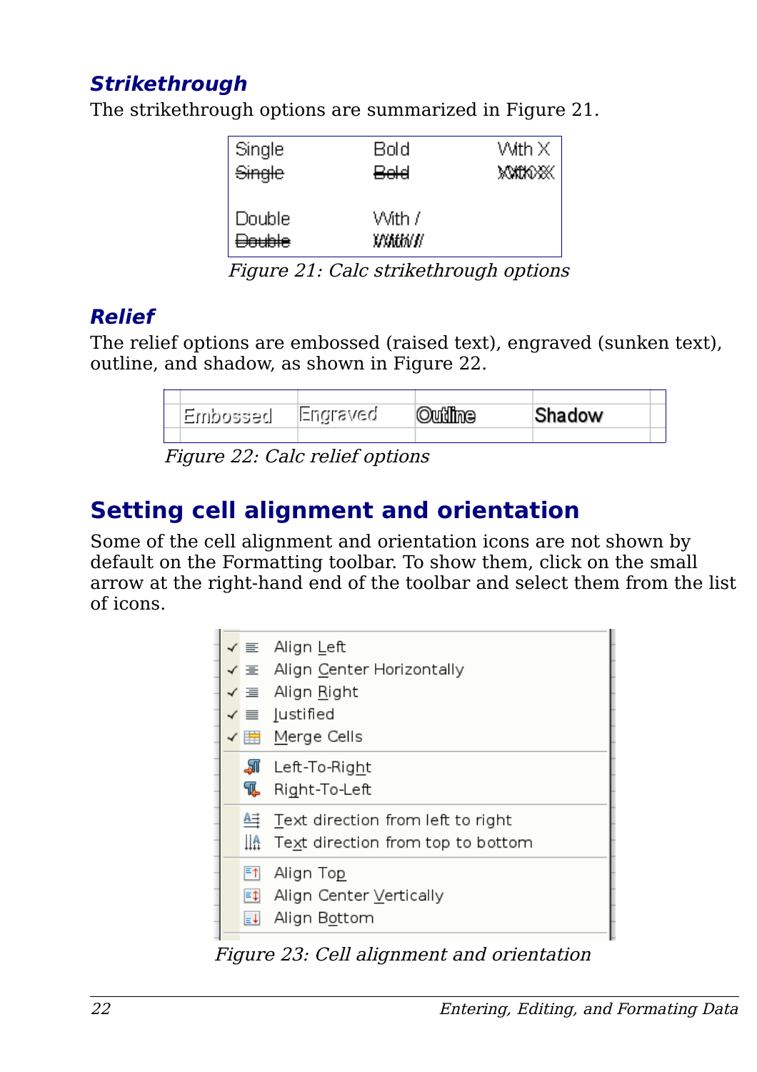### Strikethrough

The strikethrough options are summarized in Figure 21.

*Figure 21: Calc strikethrough options*

### Relief

The relief options are embossed (raised text), engraved (sunken text), outline, and shadow, as shown in Figure 22.

*Figure 22: Calc relief options*

## Setting cell alignment and orientation

Some of the cell alignment and orientation icons are not shown by default on the Formatting toolbar. To show them, click on the small arrow at the right-hand end of the toolbar and select them from the list of icons.

*Figure 23: Cell alignment and orientation*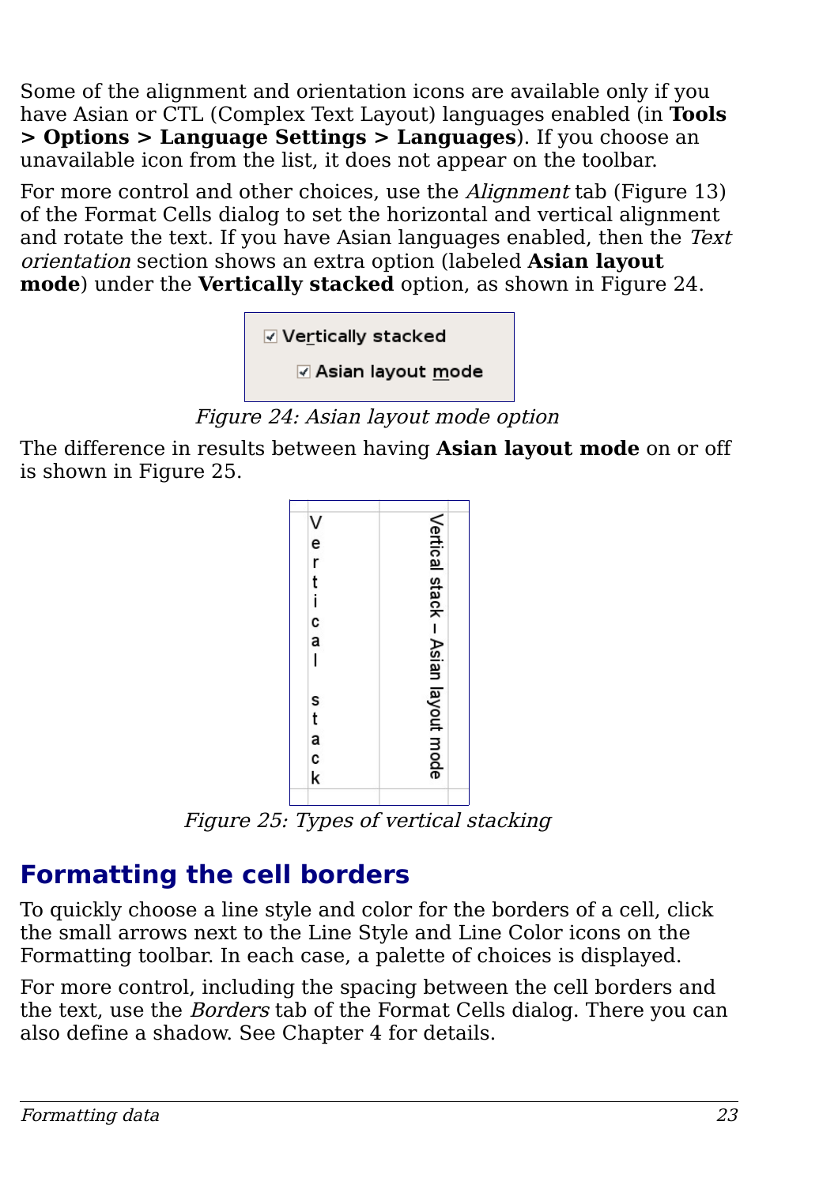Some of the alignment and orientation icons are available only if you have Asian or CTL (Complex Text Layout) languages enabled (in **Tools > Options > Language Settings > Languages**). If you choose an unavailable icon from the list, it does not appear on the toolbar.

For more control and other choices, use the *Alignment* tab (Figure 13) of the Format Cells dialog to set the horizontal and vertical alignment and rotate the text. If you have Asian languages enabled, then the *Text orientation* section shows an extra option (labeled **Asian layout mode**) under the **Vertically stacked** option, as shown in Figure 24.

*Figure 24: Asian layout mode option*

The difference in results between having **Asian layout mode** on or off is shown in Figure 25.

*Figure 25: Types of vertical stacking*

## Formatting the cell borders

To quickly choose a line style and color for the borders of a cell, click the small arrows next to the Line Style and Line Color icons on the Formatting toolbar. In each case, a palette of choices is displayed.

For more control, including the spacing between the cell borders and the text, use the *Borders* tab of the Format Cells dialog. There you can also define a shadow. See Chapter 4 for details.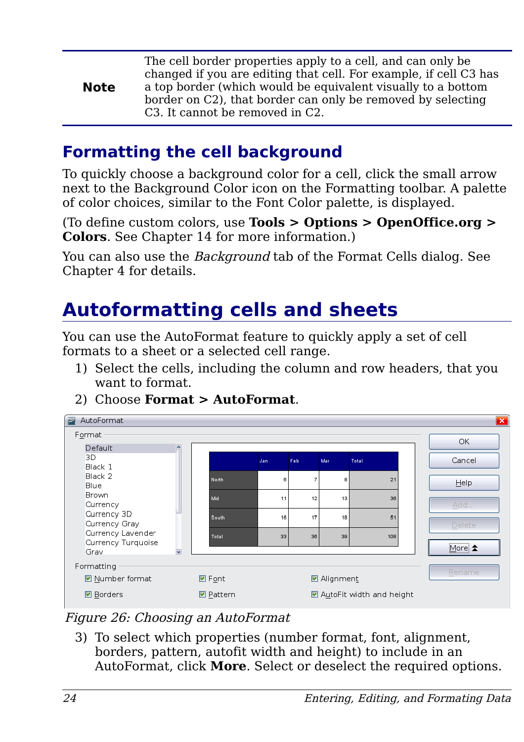| **Note** | The cell border properties apply to a cell, and can only be changed if you are editing that cell. For example, if cell C3 has a top border (which would be equivalent visually to a bottom border on C2), that border can only be removed by selecting C3. It cannot be removed in C2. |
|---|---|

## Formatting the cell background

To quickly choose a background color for a cell, click the small arrow next to the Background Color icon on the Formatting toolbar. A palette of color choices, similar to the Font Color palette, is displayed.

(To define custom colors, use **Tools > Options > OpenOffice.org > Colors**. See Chapter 14 for more information.)

You can also use the *Background* tab of the Format Cells dialog. See Chapter 4 for details.

# Autoformatting cells and sheets

You can use the AutoFormat feature to quickly apply a set of cell formats to a sheet or a selected cell range.

1) Select the cells, including the column and row headers, that you want to format.
2) Choose **Format > AutoFormat**.

*Figure 26: Choosing an AutoFormat*

3) To select which properties (number format, font, alignment, borders, pattern, autofit width and height) to include in an AutoFormat, click **More**. Select or deselect the required options.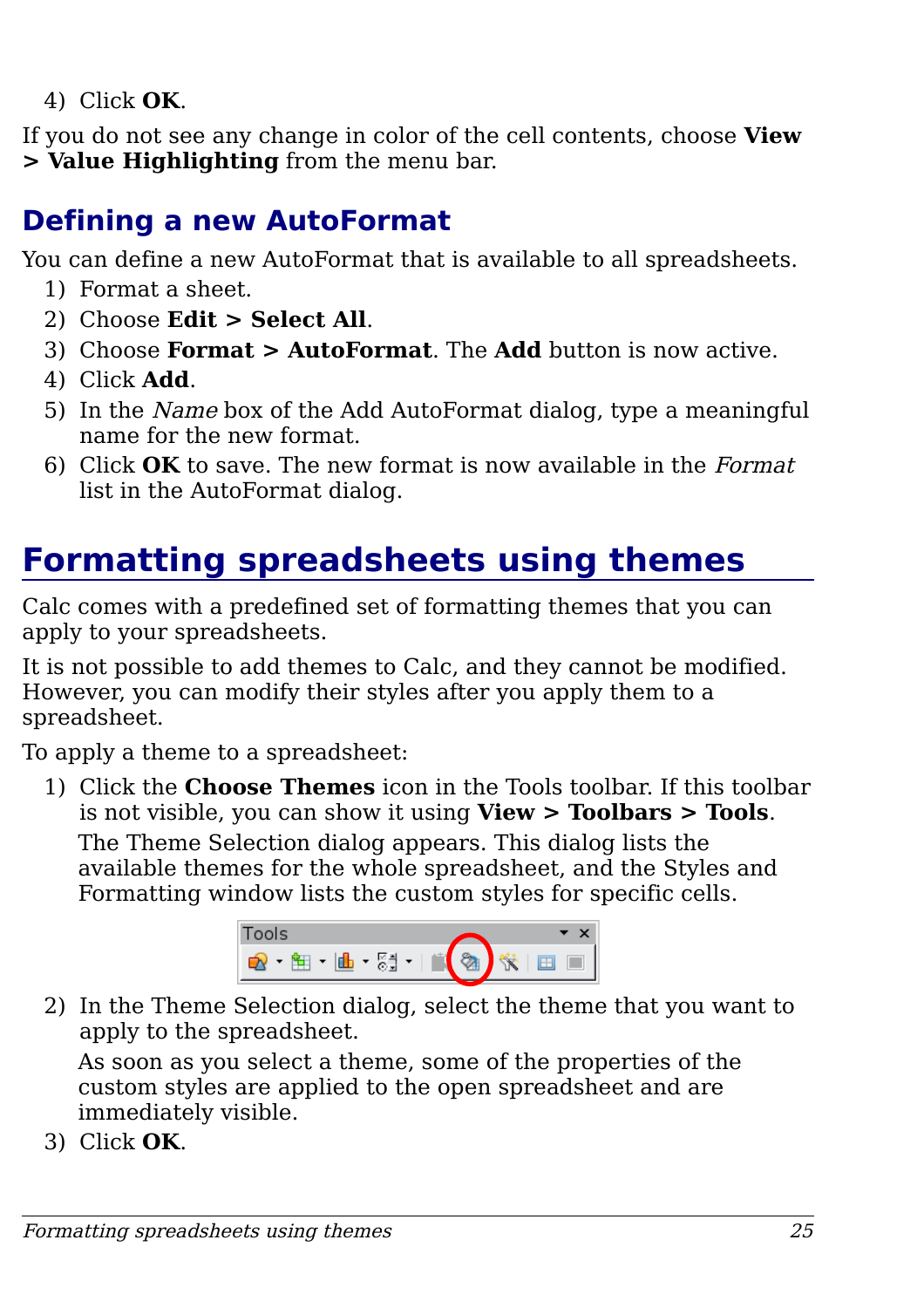4) Click **OK**.

If you do not see any change in color of the cell contents, choose **View > Value Highlighting** from the menu bar.

## Defining a new AutoFormat

You can define a new AutoFormat that is available to all spreadsheets.

1) Format a sheet.
2) Choose **Edit > Select All**.
3) Choose **Format > AutoFormat**. The **Add** button is now active.
4) Click **Add**.
5) In the *Name* box of the Add AutoFormat dialog, type a meaningful name for the new format.
6) Click **OK** to save. The new format is now available in the *Format* list in the AutoFormat dialog.

# Formatting spreadsheets using themes

Calc comes with a predefined set of formatting themes that you can apply to your spreadsheets.

It is not possible to add themes to Calc, and they cannot be modified. However, you can modify their styles after you apply them to a spreadsheet.

To apply a theme to a spreadsheet:

1) Click the **Choose Themes** icon in the Tools toolbar. If this toolbar is not visible, you can show it using **View > Toolbars > Tools**.

   The Theme Selection dialog appears. This dialog lists the available themes for the whole spreadsheet, and the Styles and Formatting window lists the custom styles for specific cells.

2) In the Theme Selection dialog, select the theme that you want to apply to the spreadsheet.

   As soon as you select a theme, some of the properties of the custom styles are applied to the open spreadsheet and are immediately visible.

3) Click **OK**.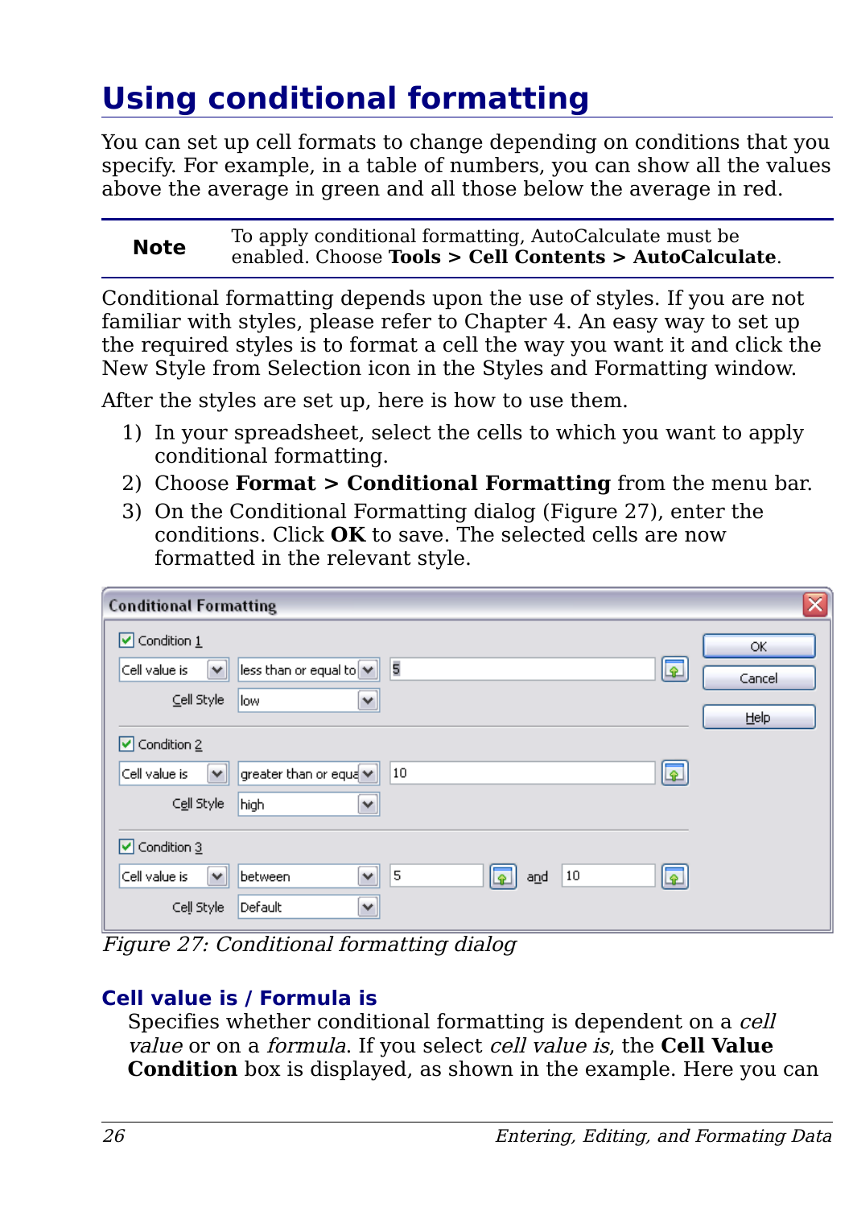# Using conditional formatting

You can set up cell formats to change depending on conditions that you specify. For example, in a table of numbers, you can show all the values above the average in green and all those below the average in red.

| **Note** | To apply conditional formatting, AutoCalculate must be enabled. Choose **Tools > Cell Contents > AutoCalculate**. |
|---|---|

Conditional formatting depends upon the use of styles. If you are not familiar with styles, please refer to Chapter 4. An easy way to set up the required styles is to format a cell the way you want it and click the New Style from Selection icon in the Styles and Formatting window.

After the styles are set up, here is how to use them.

1) In your spreadsheet, select the cells to which you want to apply conditional formatting.
2) Choose **Format > Conditional Formatting** from the menu bar.
3) On the Conditional Formatting dialog (Figure 27), enter the conditions. Click **OK** to save. The selected cells are now formatted in the relevant style.

*Figure 27: Conditional formatting dialog*

### Cell value is / Formula is

Specifies whether conditional formatting is dependent on a *cell value* or on a *formula*. If you select *cell value is*, the **Cell Value Condition** box is displayed, as shown in the example. Here you can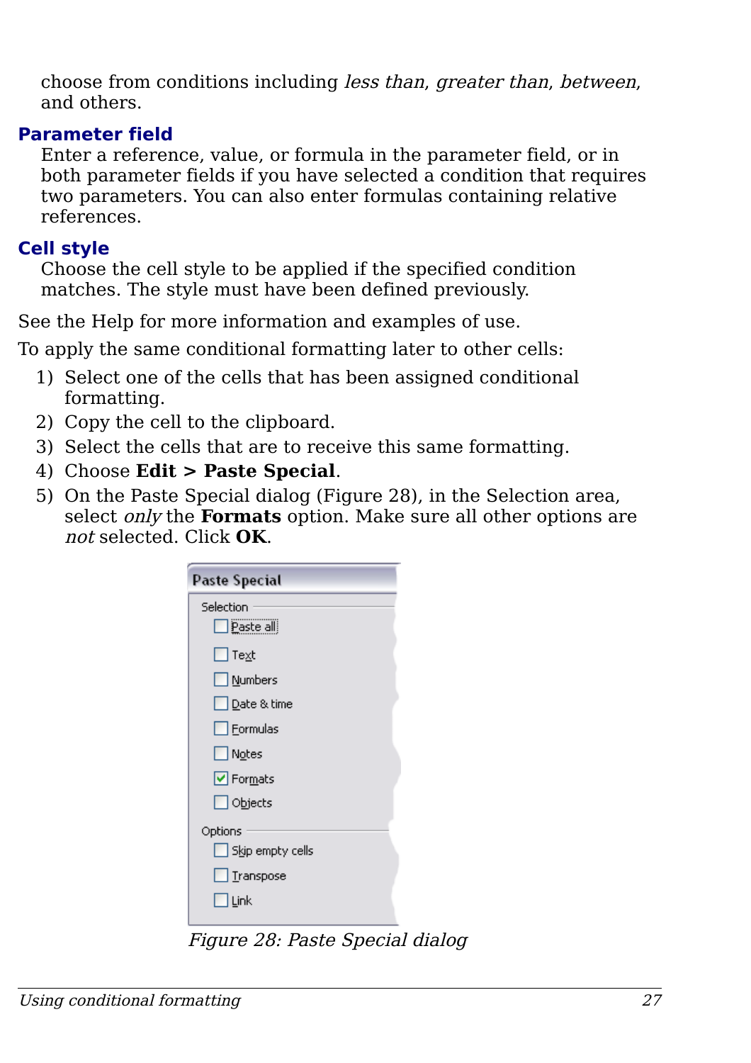choose from conditions including *less than*, *greater than*, *between*, and others.

**Parameter field**

Enter a reference, value, or formula in the parameter field, or in both parameter fields if you have selected a condition that requires two parameters. You can also enter formulas containing relative references.

**Cell style**

Choose the cell style to be applied if the specified condition matches. The style must have been defined previously.

See the Help for more information and examples of use.

To apply the same conditional formatting later to other cells:

1) Select one of the cells that has been assigned conditional formatting.
2) Copy the cell to the clipboard.
3) Select the cells that are to receive this same formatting.
4) Choose **Edit > Paste Special**.
5) On the Paste Special dialog (Figure 28), in the Selection area, select *only* the **Formats** option. Make sure all other options are *not* selected. Click **OK**.

*Figure 28: Paste Special dialog*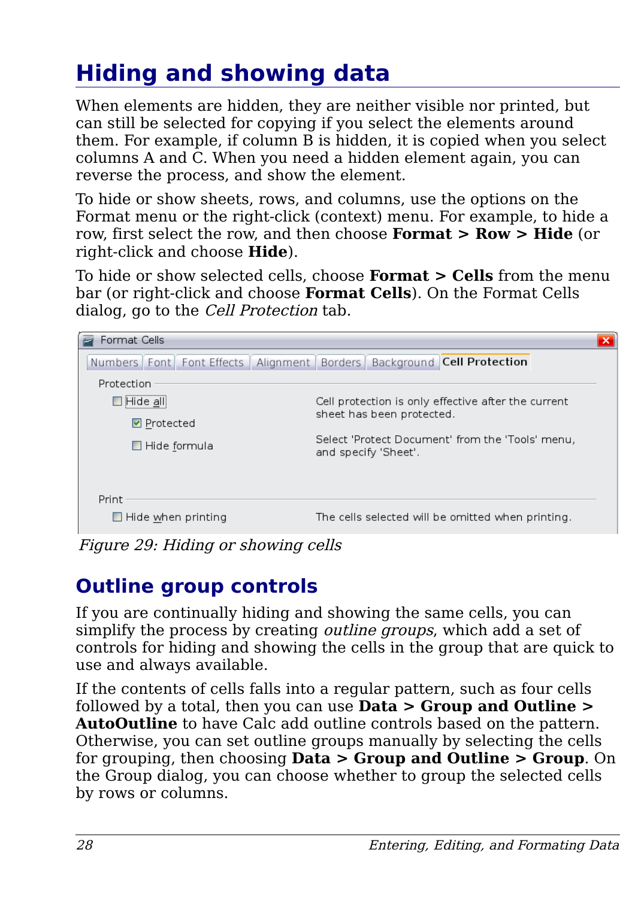# Hiding and showing data

When elements are hidden, they are neither visible nor printed, but can still be selected for copying if you select the elements around them. For example, if column B is hidden, it is copied when you select columns A and C. When you need a hidden element again, you can reverse the process, and show the element.

To hide or show sheets, rows, and columns, use the options on the Format menu or the right-click (context) menu. For example, to hide a row, first select the row, and then choose **Format > Row > Hide** (or right-click and choose **Hide**).

To hide or show selected cells, choose **Format > Cells** from the menu bar (or right-click and choose **Format Cells**). On the Format Cells dialog, go to the *Cell Protection* tab.

*Figure 29: Hiding or showing cells*

## Outline group controls

If you are continually hiding and showing the same cells, you can simplify the process by creating *outline groups*, which add a set of controls for hiding and showing the cells in the group that are quick to use and always available.

If the contents of cells falls into a regular pattern, such as four cells followed by a total, then you can use **Data > Group and Outline > AutoOutline** to have Calc add outline controls based on the pattern. Otherwise, you can set outline groups manually by selecting the cells for grouping, then choosing **Data > Group and Outline > Group**. On the Group dialog, you can choose whether to group the selected cells by rows or columns.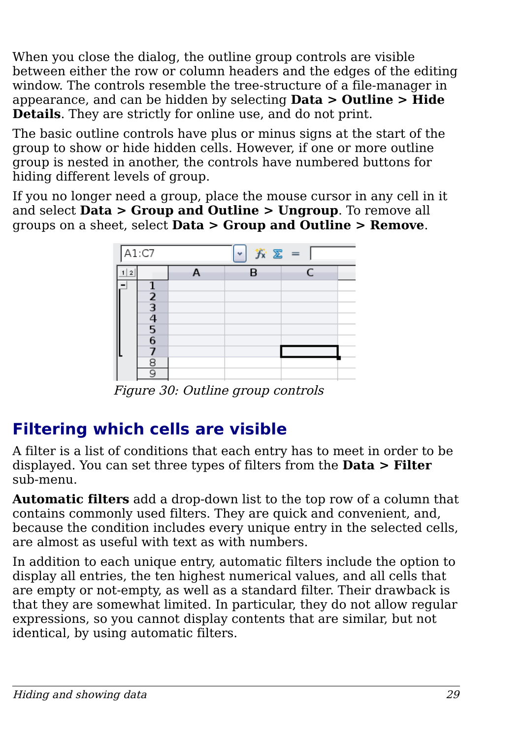When you close the dialog, the outline group controls are visible between either the row or column headers and the edges of the editing window. The controls resemble the tree-structure of a file-manager in appearance, and can be hidden by selecting **Data > Outline > Hide Details**. They are strictly for online use, and do not print.

The basic outline controls have plus or minus signs at the start of the group to show or hide hidden cells. However, if one or more outline group is nested in another, the controls have numbered buttons for hiding different levels of group.

If you no longer need a group, place the mouse cursor in any cell in it and select **Data > Group and Outline > Ungroup**. To remove all groups on a sheet, select **Data > Group and Outline > Remove**.

*Figure 30: Outline group controls*

## Filtering which cells are visible

A filter is a list of conditions that each entry has to meet in order to be displayed. You can set three types of filters from the **Data > Filter** sub-menu.

**Automatic filters** add a drop-down list to the top row of a column that contains commonly used filters. They are quick and convenient, and, because the condition includes every unique entry in the selected cells, are almost as useful with text as with numbers.

In addition to each unique entry, automatic filters include the option to display all entries, the ten highest numerical values, and all cells that are empty or not-empty, as well as a standard filter. Their drawback is that they are somewhat limited. In particular, they do not allow regular expressions, so you cannot display contents that are similar, but not identical, by using automatic filters.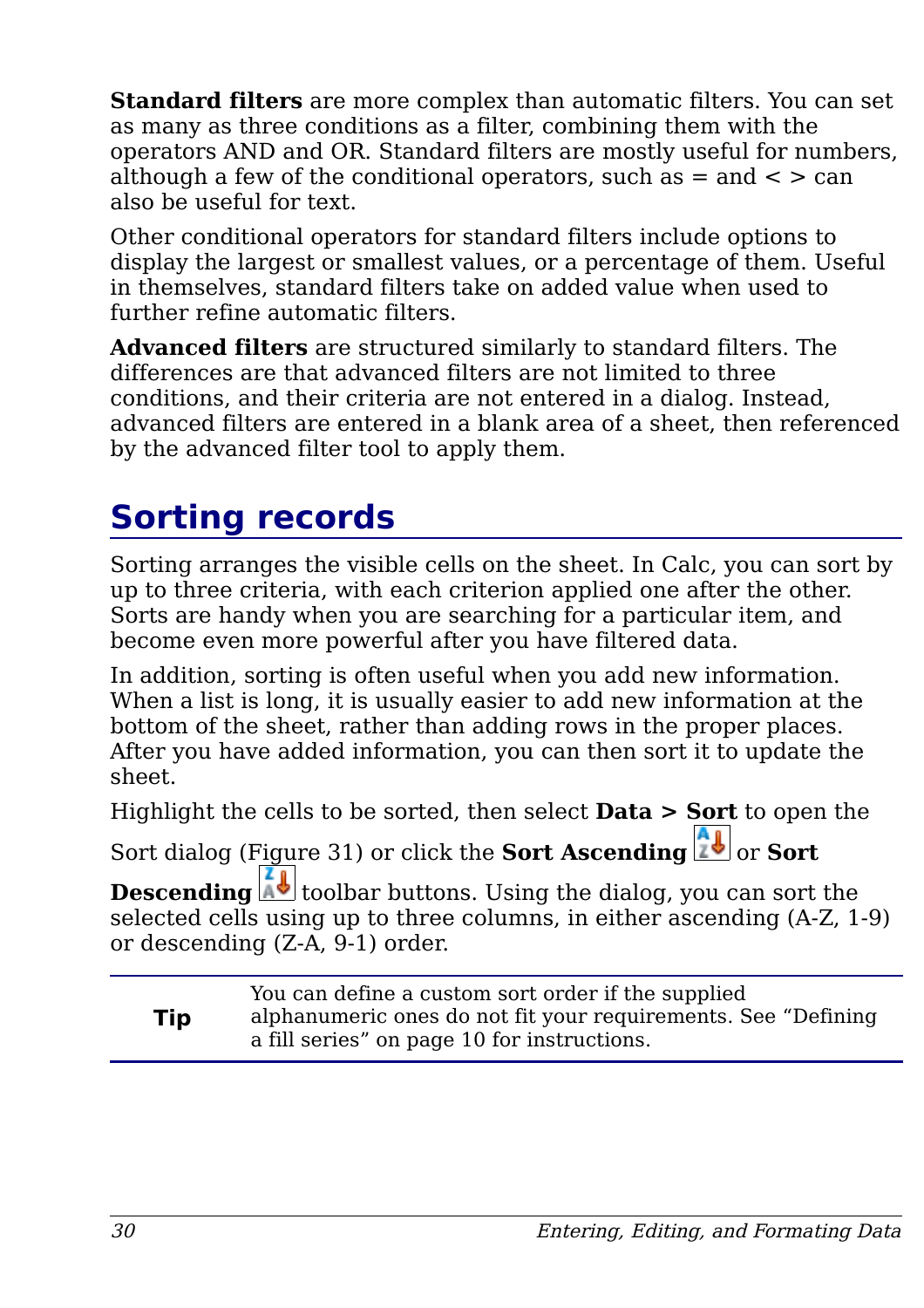**Standard filters** are more complex than automatic filters. You can set as many as three conditions as a filter, combining them with the operators AND and OR. Standard filters are mostly useful for numbers, although a few of the conditional operators, such as = and < > can also be useful for text.

Other conditional operators for standard filters include options to display the largest or smallest values, or a percentage of them. Useful in themselves, standard filters take on added value when used to further refine automatic filters.

**Advanced filters** are structured similarly to standard filters. The differences are that advanced filters are not limited to three conditions, and their criteria are not entered in a dialog. Instead, advanced filters are entered in a blank area of a sheet, then referenced by the advanced filter tool to apply them.

## Sorting records

Sorting arranges the visible cells on the sheet. In Calc, you can sort by up to three criteria, with each criterion applied one after the other. Sorts are handy when you are searching for a particular item, and become even more powerful after you have filtered data.

In addition, sorting is often useful when you add new information. When a list is long, it is usually easier to add new information at the bottom of the sheet, rather than adding rows in the proper places. After you have added information, you can then sort it to update the sheet.

Highlight the cells to be sorted, then select **Data > Sort** to open the Sort dialog (Figure 31) or click the **Sort Ascending** or **Sort Descending** toolbar buttons. Using the dialog, you can sort the selected cells using up to three columns, in either ascending (A-Z, 1-9) or descending (Z-A, 9-1) order.

| **Tip** | You can define a custom sort order if the supplied alphanumeric ones do not fit your requirements. See “Defining a fill series” on page 10 for instructions. |
|---|---|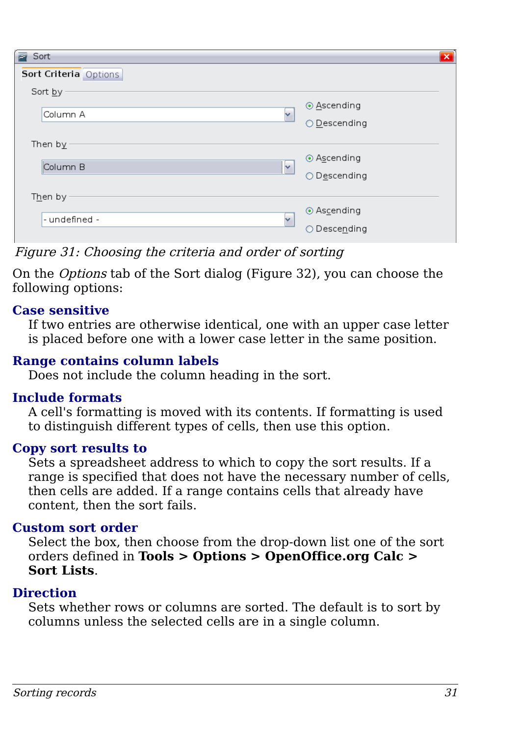*Figure 31: Choosing the criteria and order of sorting*

On the *Options* tab of the Sort dialog (Figure 32), you can choose the following options:

**Case sensitive**

If two entries are otherwise identical, one with an upper case letter is placed before one with a lower case letter in the same position.

**Range contains column labels**

Does not include the column heading in the sort.

**Include formats**

A cell's formatting is moved with its contents. If formatting is used to distinguish different types of cells, then use this option.

**Copy sort results to**

Sets a spreadsheet address to which to copy the sort results. If a range is specified that does not have the necessary number of cells, then cells are added. If a range contains cells that already have content, then the sort fails.

**Custom sort order**

Select the box, then choose from the drop-down list one of the sort orders defined in **Tools > Options > OpenOffice.org Calc > Sort Lists**.

**Direction**

Sets whether rows or columns are sorted. The default is to sort by columns unless the selected cells are in a single column.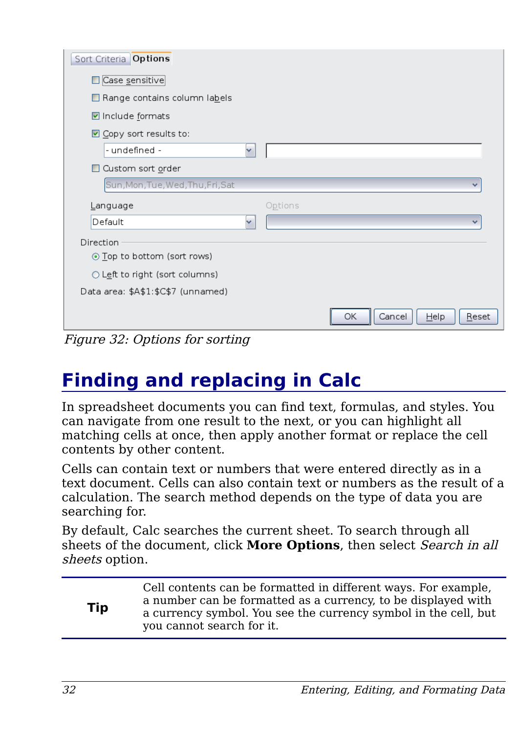Figure 32: Options for sorting

# Finding and replacing in Calc

In spreadsheet documents you can find text, formulas, and styles. You can navigate from one result to the next, or you can highlight all matching cells at once, then apply another format or replace the cell contents by other content.

Cells can contain text or numbers that were entered directly as in a text document. Cells can also contain text or numbers as the result of a calculation. The search method depends on the type of data you are searching for.

By default, Calc searches the current sheet. To search through all sheets of the document, click **More Options**, then select *Search in all sheets* option.

| **Tip** | Cell contents can be formatted in different ways. For example, a number can be formatted as a currency, to be displayed with a currency symbol. You see the currency symbol in the cell, but you cannot search for it. |
|---|---|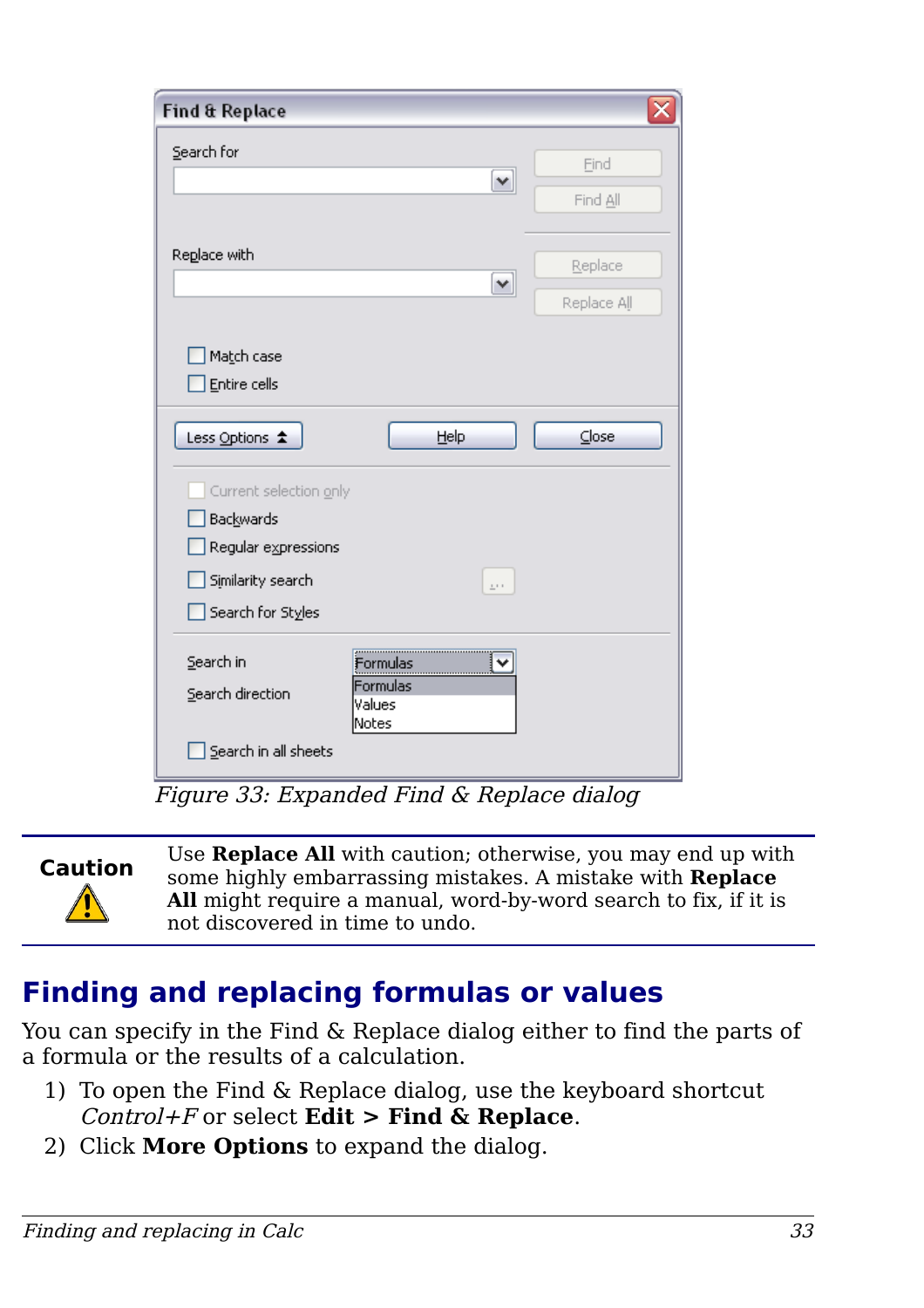*Figure 33: Expanded Find & Replace dialog*

**Caution**

Use **Replace All** with caution; otherwise, you may end up with some highly embarrassing mistakes. A mistake with **Replace All** might require a manual, word-by-word search to fix, if it is not discovered in time to undo.

## Finding and replacing formulas or values

You can specify in the Find & Replace dialog either to find the parts of a formula or the results of a calculation.

1) To open the Find & Replace dialog, use the keyboard shortcut *Control+F* or select **Edit > Find & Replace**.
2) Click **More Options** to expand the dialog.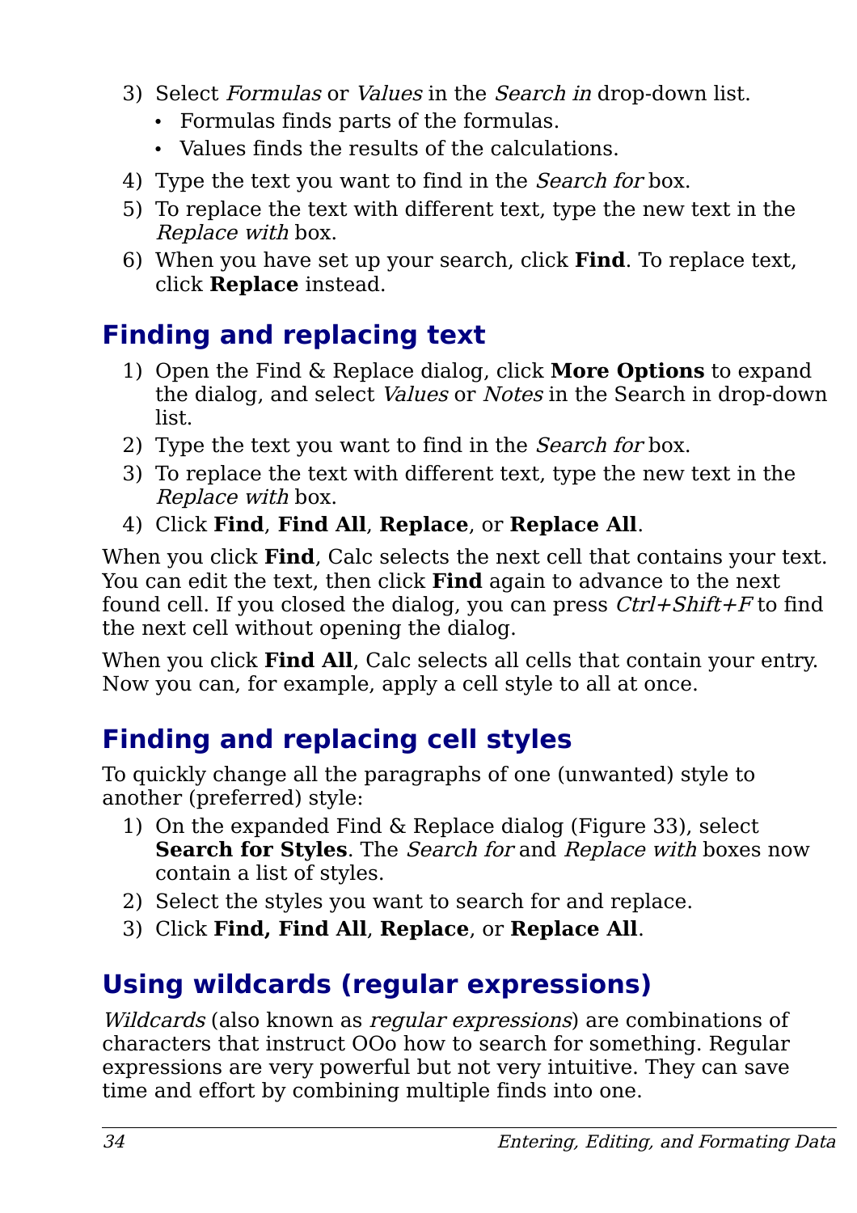3) Select *Formulas* or *Values* in the *Search in* drop-down list.
   - Formulas finds parts of the formulas.
   - Values finds the results of the calculations.
4) Type the text you want to find in the *Search for* box.
5) To replace the text with different text, type the new text in the *Replace with* box.
6) When you have set up your search, click **Find**. To replace text, click **Replace** instead.

## Finding and replacing text

1) Open the Find & Replace dialog, click **More Options** to expand the dialog, and select *Values* or *Notes* in the Search in drop-down list.
2) Type the text you want to find in the *Search for* box.
3) To replace the text with different text, type the new text in the *Replace with* box.
4) Click **Find**, **Find All**, **Replace**, or **Replace All**.

When you click **Find**, Calc selects the next cell that contains your text. You can edit the text, then click **Find** again to advance to the next found cell. If you closed the dialog, you can press *Ctrl+Shift+F* to find the next cell without opening the dialog.

When you click **Find All**, Calc selects all cells that contain your entry. Now you can, for example, apply a cell style to all at once.

## Finding and replacing cell styles

To quickly change all the paragraphs of one (unwanted) style to another (preferred) style:

1) On the expanded Find & Replace dialog (Figure 33), select **Search for Styles**. The *Search for* and *Replace with* boxes now contain a list of styles.
2) Select the styles you want to search for and replace.
3) Click **Find, Find All**, **Replace**, or **Replace All**.

## Using wildcards (regular expressions)

*Wildcards* (also known as *regular expressions*) are combinations of characters that instruct OOo how to search for something. Regular expressions are very powerful but not very intuitive. They can save time and effort by combining multiple finds into one.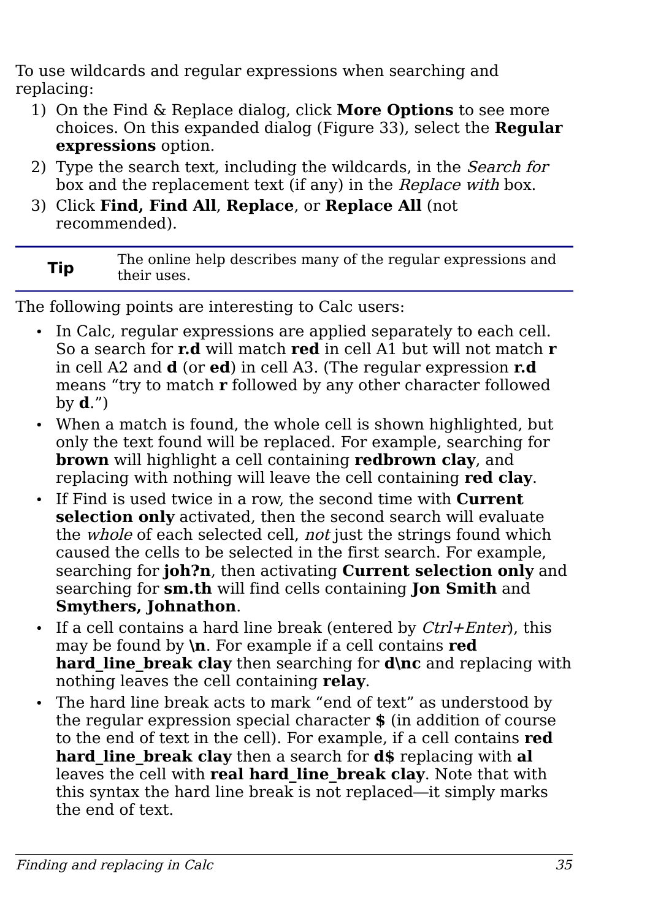To use wildcards and regular expressions when searching and replacing:

1) On the Find & Replace dialog, click **More Options** to see more choices. On this expanded dialog (Figure 33), select the **Regular expressions** option.
2) Type the search text, including the wildcards, in the *Search for* box and the replacement text (if any) in the *Replace with* box.
3) Click **Find, Find All**, **Replace**, or **Replace All** (not recommended).

| **Tip** | The online help describes many of the regular expressions and their uses. |
|---|---|

The following points are interesting to Calc users:

- In Calc, regular expressions are applied separately to each cell. So a search for **r.d** will match **red** in cell A1 but will not match **r** in cell A2 and **d** (or **ed**) in cell A3. (The regular expression **r.d** means "try to match **r** followed by any other character followed by **d**.")
- When a match is found, the whole cell is shown highlighted, but only the text found will be replaced. For example, searching for **brown** will highlight a cell containing **redbrown clay**, and replacing with nothing will leave the cell containing **red clay**.
- If Find is used twice in a row, the second time with **Current selection only** activated, then the second search will evaluate the *whole* of each selected cell, *not* just the strings found which caused the cells to be selected in the first search. For example, searching for **joh?n**, then activating **Current selection only** and searching for **sm.th** will find cells containing **Jon Smith** and **Smythers, Johnathon**.
- If a cell contains a hard line break (entered by *Ctrl+Enter*), this may be found by **\n**. For example if a cell contains **red hard_line_break clay** then searching for **d\nc** and replacing with nothing leaves the cell containing **relay**.
- The hard line break acts to mark "end of text" as understood by the regular expression special character **$** (in addition of course to the end of text in the cell). For example, if a cell contains **red hard_line_break clay** then a search for **d$** replacing with **al** leaves the cell with **real hard_line_break clay**. Note that with this syntax the hard line break is not replaced—it simply marks the end of text.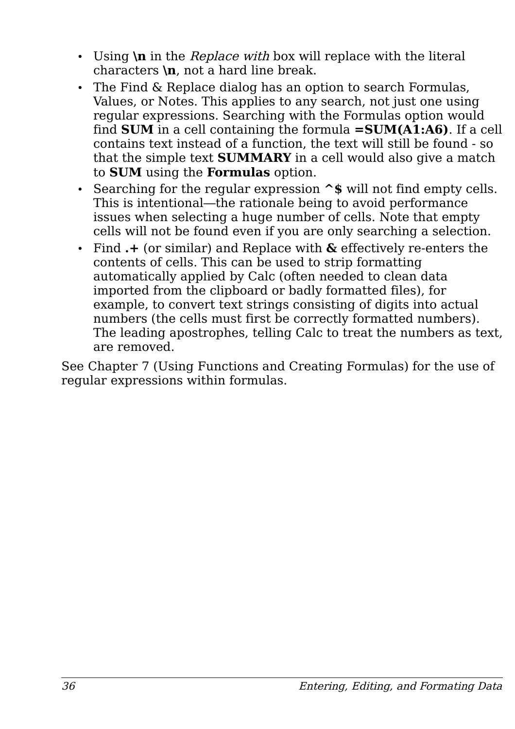- Using **\n** in the *Replace with* box will replace with the literal characters **\n**, not a hard line break.
- The Find & Replace dialog has an option to search Formulas, Values, or Notes. This applies to any search, not just one using regular expressions. Searching with the Formulas option would find **SUM** in a cell containing the formula **=SUM(A1:A6)**. If a cell contains text instead of a function, the text will still be found - so that the simple text **SUMMARY** in a cell would also give a match to **SUM** using the **Formulas** option.
- Searching for the regular expression **^$** will not find empty cells. This is intentional—the rationale being to avoid performance issues when selecting a huge number of cells. Note that empty cells will not be found even if you are only searching a selection.
- Find **.+** (or similar) and Replace with **&** effectively re-enters the contents of cells. This can be used to strip formatting automatically applied by Calc (often needed to clean data imported from the clipboard or badly formatted files), for example, to convert text strings consisting of digits into actual numbers (the cells must first be correctly formatted numbers). The leading apostrophes, telling Calc to treat the numbers as text, are removed.

See Chapter 7 (Using Functions and Creating Formulas) for the use of regular expressions within formulas.